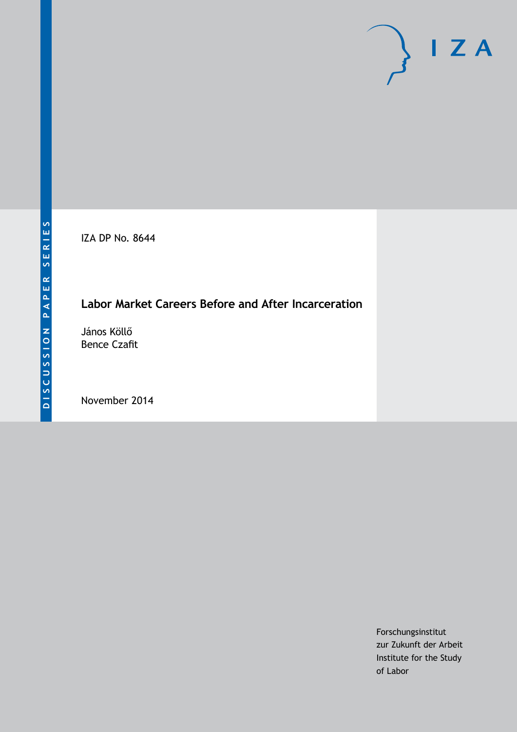DISCUSSION PAPER SERIES

IZA

IZA DP No. 8644

# Labor Market Careers Before and After Incarceration

János Köllő
Bence Czafit

November 2014

Forschungsinstitut
zur Zukunft der Arbeit
Institute for the Study
of Labor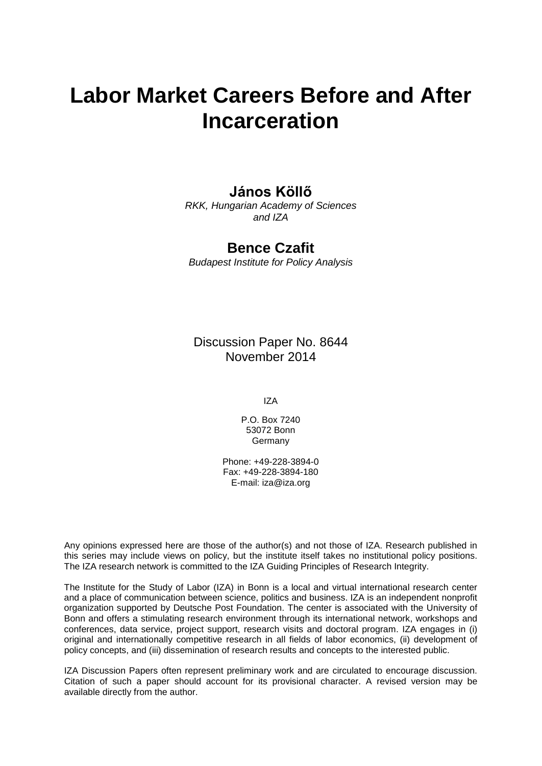# Labor Market Careers Before and After Incarceration

**János Köllő**

*RKK, Hungarian Academy of Sciences and IZA*

**Bence Czafit**

*Budapest Institute for Policy Analysis*

Discussion Paper No. 8644
November 2014

IZA

P.O. Box 7240
53072 Bonn
Germany

Phone: +49-228-3894-0
Fax: +49-228-3894-180
E-mail: iza@iza.org

Any opinions expressed here are those of the author(s) and not those of IZA. Research published in this series may include views on policy, but the institute itself takes no institutional policy positions. The IZA research network is committed to the IZA Guiding Principles of Research Integrity.

The Institute for the Study of Labor (IZA) in Bonn is a local and virtual international research center and a place of communication between science, politics and business. IZA is an independent nonprofit organization supported by Deutsche Post Foundation. The center is associated with the University of Bonn and offers a stimulating research environment through its international network, workshops and conferences, data service, project support, research visits and doctoral program. IZA engages in (i) original and internationally competitive research in all fields of labor economics, (ii) development of policy concepts, and (iii) dissemination of research results and concepts to the interested public.

IZA Discussion Papers often represent preliminary work and are circulated to encourage discussion. Citation of such a paper should account for its provisional character. A revised version may be available directly from the author.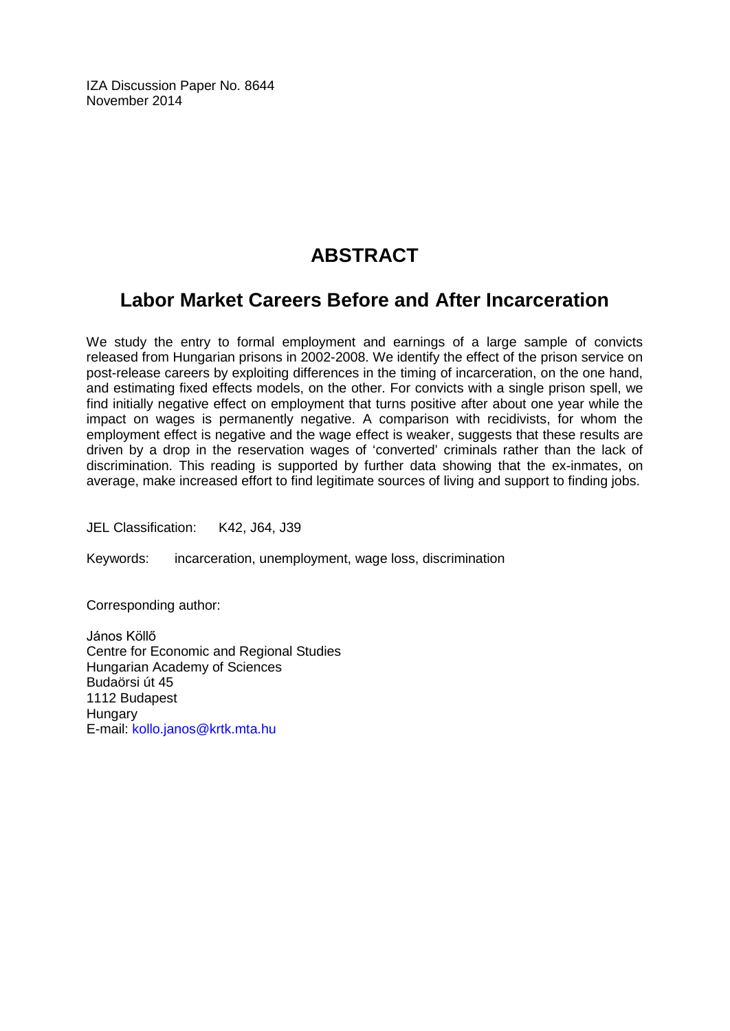IZA Discussion Paper No. 8644
November 2014

# ABSTRACT

## Labor Market Careers Before and After Incarceration

We study the entry to formal employment and earnings of a large sample of convicts released from Hungarian prisons in 2002-2008. We identify the effect of the prison service on post-release careers by exploiting differences in the timing of incarceration, on the one hand, and estimating fixed effects models, on the other. For convicts with a single prison spell, we find initially negative effect on employment that turns positive after about one year while the impact on wages is permanently negative. A comparison with recidivists, for whom the employment effect is negative and the wage effect is weaker, suggests that these results are driven by a drop in the reservation wages of 'converted' criminals rather than the lack of discrimination. This reading is supported by further data showing that the ex-inmates, on average, make increased effort to find legitimate sources of living and support to finding jobs.

JEL Classification: K42, J64, J39

Keywords: incarceration, unemployment, wage loss, discrimination

Corresponding author:

János Köllő
Centre for Economic and Regional Studies
Hungarian Academy of Sciences
Budaörsi út 45
1112 Budapest
Hungary
E-mail: kollo.janos@krtk.mta.hu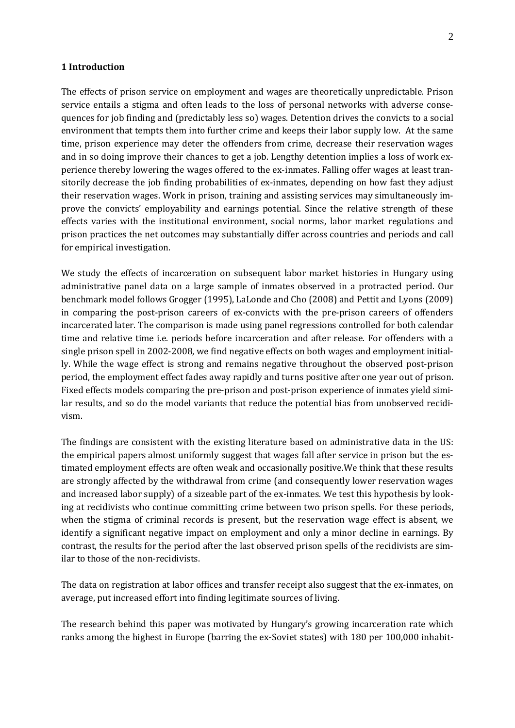## 1 Introduction

The effects of prison service on employment and wages are theoretically unpredictable. Prison service entails a stigma and often leads to the loss of personal networks with adverse consequences for job finding and (predictably less so) wages. Detention drives the convicts to a social environment that tempts them into further crime and keeps their labor supply low. At the same time, prison experience may deter the offenders from crime, decrease their reservation wages and in so doing improve their chances to get a job. Lengthy detention implies a loss of work experience thereby lowering the wages offered to the ex-inmates. Falling offer wages at least transitorily decrease the job finding probabilities of ex-inmates, depending on how fast they adjust their reservation wages. Work in prison, training and assisting services may simultaneously improve the convicts' employability and earnings potential. Since the relative strength of these effects varies with the institutional environment, social norms, labor market regulations and prison practices the net outcomes may substantially differ across countries and periods and call for empirical investigation.

We study the effects of incarceration on subsequent labor market histories in Hungary using administrative panel data on a large sample of inmates observed in a protracted period. Our benchmark model follows Grogger (1995), LaLonde and Cho (2008) and Pettit and Lyons (2009) in comparing the post-prison careers of ex-convicts with the pre-prison careers of offenders incarcerated later. The comparison is made using panel regressions controlled for both calendar time and relative time i.e. periods before incarceration and after release. For offenders with a single prison spell in 2002-2008, we find negative effects on both wages and employment initially. While the wage effect is strong and remains negative throughout the observed post-prison period, the employment effect fades away rapidly and turns positive after one year out of prison. Fixed effects models comparing the pre-prison and post-prison experience of inmates yield similar results, and so do the model variants that reduce the potential bias from unobserved recidivism.

The findings are consistent with the existing literature based on administrative data in the US: the empirical papers almost uniformly suggest that wages fall after service in prison but the estimated employment effects are often weak and occasionally positive.We think that these results are strongly affected by the withdrawal from crime (and consequently lower reservation wages and increased labor supply) of a sizeable part of the ex-inmates. We test this hypothesis by looking at recidivists who continue committing crime between two prison spells. For these periods, when the stigma of criminal records is present, but the reservation wage effect is absent, we identify a significant negative impact on employment and only a minor decline in earnings. By contrast, the results for the period after the last observed prison spells of the recidivists are similar to those of the non-recidivists.

The data on registration at labor offices and transfer receipt also suggest that the ex-inmates, on average, put increased effort into finding legitimate sources of living.

The research behind this paper was motivated by Hungary's growing incarceration rate which ranks among the highest in Europe (barring the ex-Soviet states) with 180 per 100,000 inhabit-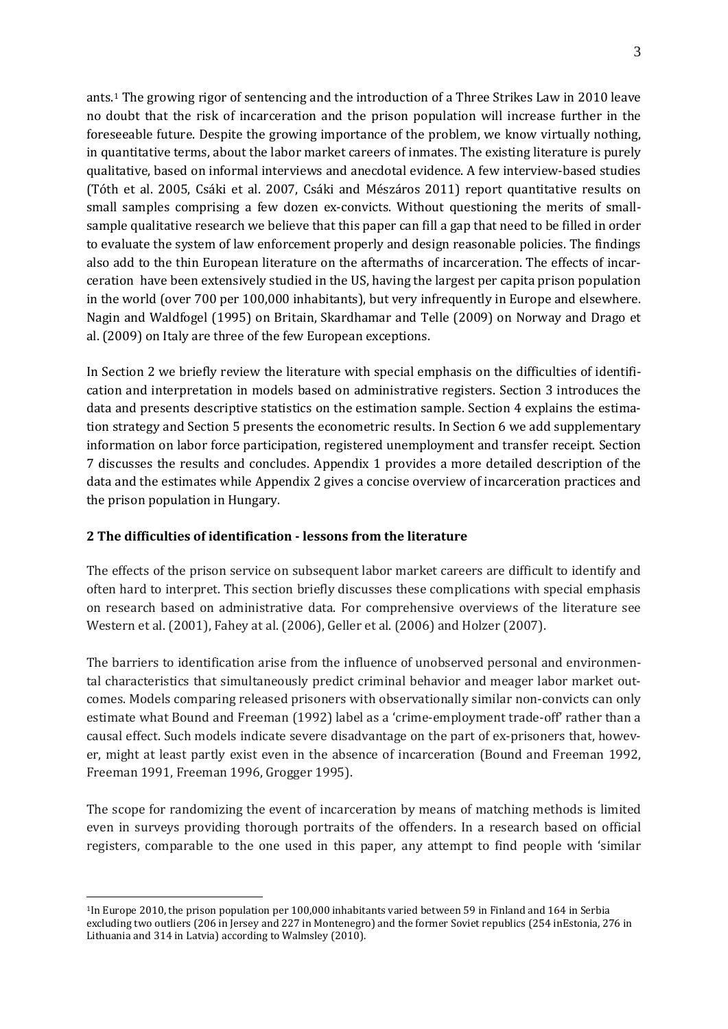ants.[1] The growing rigor of sentencing and the introduction of a Three Strikes Law in 2010 leave no doubt that the risk of incarceration and the prison population will increase further in the foreseeable future. Despite the growing importance of the problem, we know virtually nothing, in quantitative terms, about the labor market careers of inmates. The existing literature is purely qualitative, based on informal interviews and anecdotal evidence. A few interview-based studies (Tóth et al. 2005, Csáki et al. 2007, Csáki and Mészáros 2011) report quantitative results on small samples comprising a few dozen ex-convicts. Without questioning the merits of small-sample qualitative research we believe that this paper can fill a gap that need to be filled in order to evaluate the system of law enforcement properly and design reasonable policies. The findings also add to the thin European literature on the aftermaths of incarceration. The effects of incarceration have been extensively studied in the US, having the largest per capita prison population in the world (over 700 per 100,000 inhabitants), but very infrequently in Europe and elsewhere. Nagin and Waldfogel (1995) on Britain, Skardhamar and Telle (2009) on Norway and Drago et al. (2009) on Italy are three of the few European exceptions.

In Section 2 we briefly review the literature with special emphasis on the difficulties of identification and interpretation in models based on administrative registers. Section 3 introduces the data and presents descriptive statistics on the estimation sample. Section 4 explains the estimation strategy and Section 5 presents the econometric results. In Section 6 we add supplementary information on labor force participation, registered unemployment and transfer receipt. Section 7 discusses the results and concludes. Appendix 1 provides a more detailed description of the data and the estimates while Appendix 2 gives a concise overview of incarceration practices and the prison population in Hungary.

## 2 The difficulties of identification - lessons from the literature

The effects of the prison service on subsequent labor market careers are difficult to identify and often hard to interpret. This section briefly discusses these complications with special emphasis on research based on administrative data. For comprehensive overviews of the literature see Western et al. (2001), Fahey at al. (2006), Geller et al. (2006) and Holzer (2007).

The barriers to identification arise from the influence of unobserved personal and environmental characteristics that simultaneously predict criminal behavior and meager labor market outcomes. Models comparing released prisoners with observationally similar non-convicts can only estimate what Bound and Freeman (1992) label as a 'crime-employment trade-off' rather than a causal effect. Such models indicate severe disadvantage on the part of ex-prisoners that, however, might at least partly exist even in the absence of incarceration (Bound and Freeman 1992, Freeman 1991, Freeman 1996, Grogger 1995).

The scope for randomizing the event of incarceration by means of matching methods is limited even in surveys providing thorough portraits of the offenders. In a research based on official registers, comparable to the one used in this paper, any attempt to find people with 'similar

[1]In Europe 2010, the prison population per 100,000 inhabitants varied between 59 in Finland and 164 in Serbia excluding two outliers (206 in Jersey and 227 in Montenegro) and the former Soviet republics (254 inEstonia, 276 in Lithuania and 314 in Latvia) according to Walmsley (2010).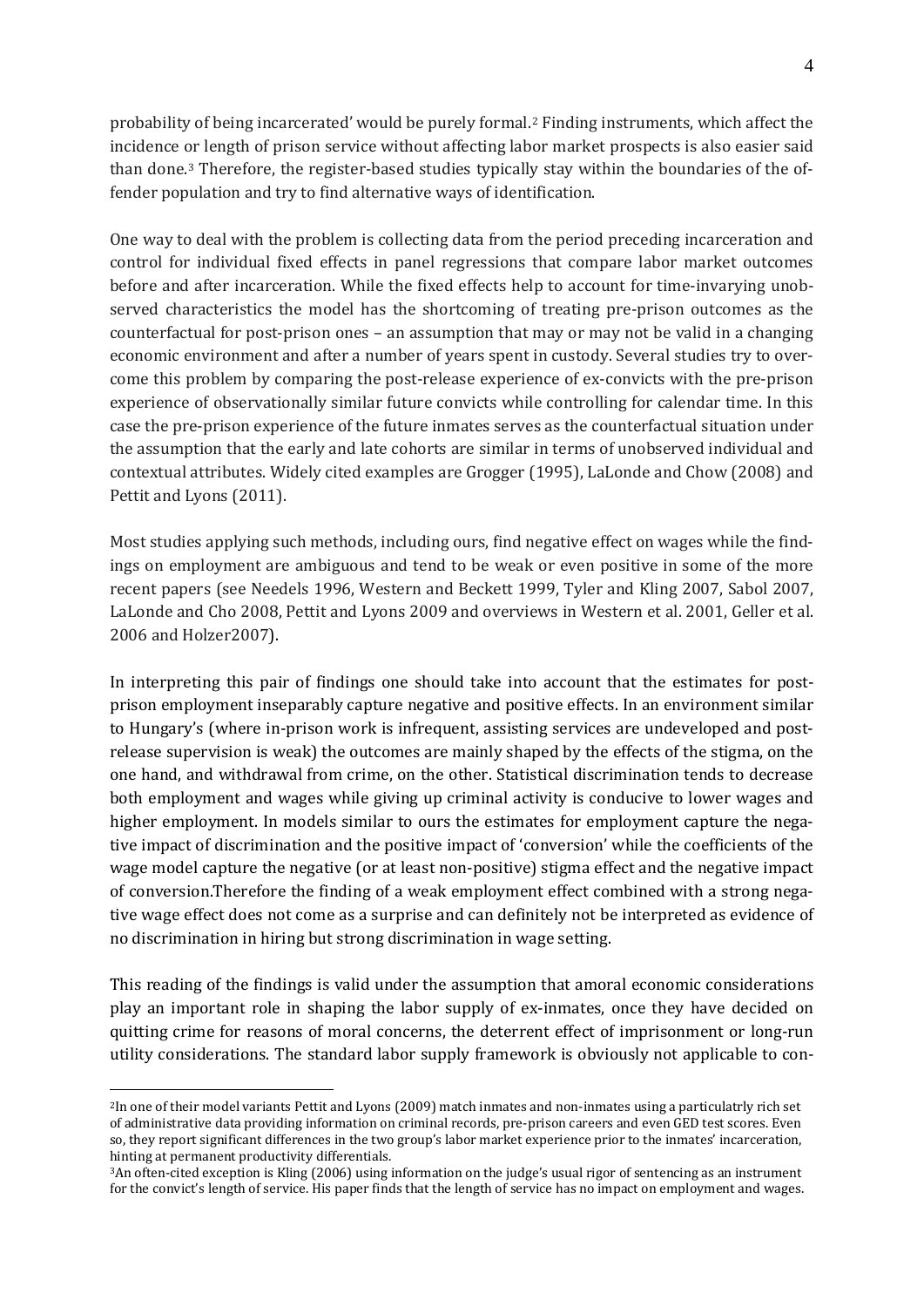probability of being incarcerated' would be purely formal.[2] Finding instruments, which affect the incidence or length of prison service without affecting labor market prospects is also easier said than done.[3] Therefore, the register-based studies typically stay within the boundaries of the offender population and try to find alternative ways of identification.

One way to deal with the problem is collecting data from the period preceding incarceration and control for individual fixed effects in panel regressions that compare labor market outcomes before and after incarceration. While the fixed effects help to account for time-invarying unobserved characteristics the model has the shortcoming of treating pre-prison outcomes as the counterfactual for post-prison ones – an assumption that may or may not be valid in a changing economic environment and after a number of years spent in custody. Several studies try to overcome this problem by comparing the post-release experience of ex-convicts with the pre-prison experience of observationally similar future convicts while controlling for calendar time. In this case the pre-prison experience of the future inmates serves as the counterfactual situation under the assumption that the early and late cohorts are similar in terms of unobserved individual and contextual attributes. Widely cited examples are Grogger (1995), LaLonde and Chow (2008) and Pettit and Lyons (2011).

Most studies applying such methods, including ours, find negative effect on wages while the findings on employment are ambiguous and tend to be weak or even positive in some of the more recent papers (see Needels 1996, Western and Beckett 1999, Tyler and Kling 2007, Sabol 2007, LaLonde and Cho 2008, Pettit and Lyons 2009 and overviews in Western et al. 2001, Geller et al. 2006 and Holzer2007).

In interpreting this pair of findings one should take into account that the estimates for post-prison employment inseparably capture negative and positive effects. In an environment similar to Hungary's (where in-prison work is infrequent, assisting services are undeveloped and post-release supervision is weak) the outcomes are mainly shaped by the effects of the stigma, on the one hand, and withdrawal from crime, on the other. Statistical discrimination tends to decrease both employment and wages while giving up criminal activity is conducive to lower wages and higher employment. In models similar to ours the estimates for employment capture the negative impact of discrimination and the positive impact of 'conversion' while the coefficients of the wage model capture the negative (or at least non-positive) stigma effect and the negative impact of conversion.Therefore the finding of a weak employment effect combined with a strong negative wage effect does not come as a surprise and can definitely not be interpreted as evidence of no discrimination in hiring but strong discrimination in wage setting.

This reading of the findings is valid under the assumption that amoral economic considerations play an important role in shaping the labor supply of ex-inmates, once they have decided on quitting crime for reasons of moral concerns, the deterrent effect of imprisonment or long-run utility considerations. The standard labor supply framework is obviously not applicable to con-

[2] In one of their model variants Pettit and Lyons (2009) match inmates and non-inmates using a particulatrly rich set of administrative data providing information on criminal records, pre-prison careers and even GED test scores. Even so, they report significant differences in the two group's labor market experience prior to the inmates' incarceration, hinting at permanent productivity differentials.

[3] An often-cited exception is Kling (2006) using information on the judge's usual rigor of sentencing as an instrument for the convict's length of service. His paper finds that the length of service has no impact on employment and wages.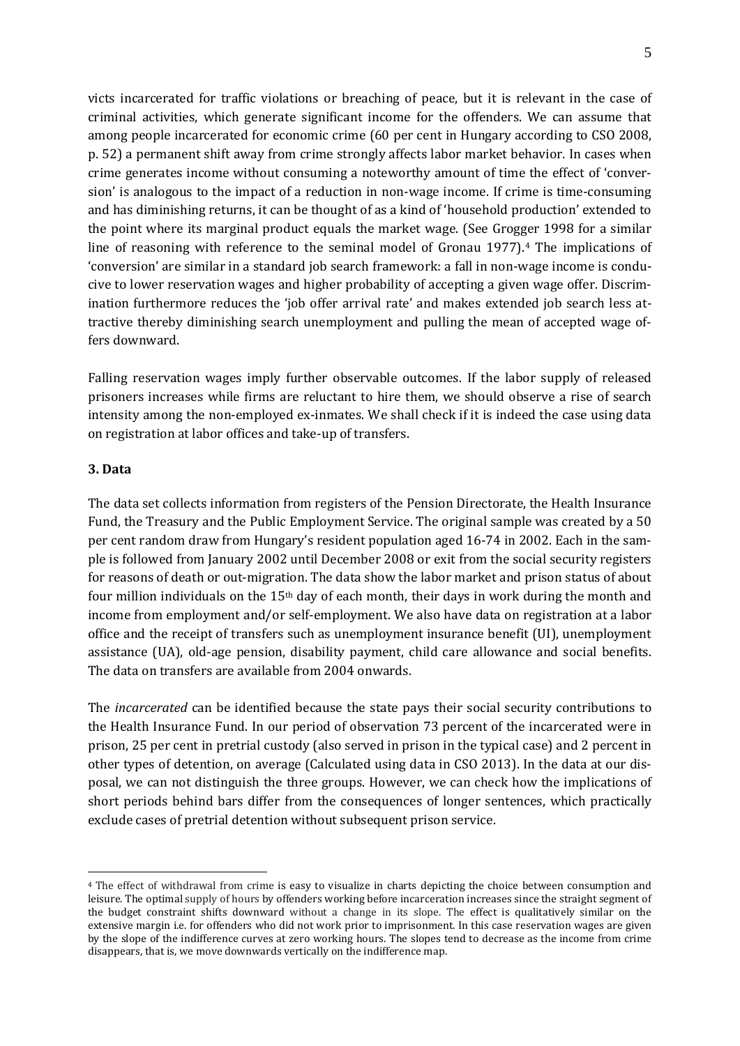victs incarcerated for traffic violations or breaching of peace, but it is relevant in the case of criminal activities, which generate significant income for the offenders. We can assume that among people incarcerated for economic crime (60 per cent in Hungary according to CSO 2008, p. 52) a permanent shift away from crime strongly affects labor market behavior. In cases when crime generates income without consuming a noteworthy amount of time the effect of 'conversion' is analogous to the impact of a reduction in non-wage income. If crime is time-consuming and has diminishing returns, it can be thought of as a kind of 'household production' extended to the point where its marginal product equals the market wage. (See Grogger 1998 for a similar line of reasoning with reference to the seminal model of Gronau 1977).[4] The implications of 'conversion' are similar in a standard job search framework: a fall in non-wage income is conducive to lower reservation wages and higher probability of accepting a given wage offer. Discrimination furthermore reduces the 'job offer arrival rate' and makes extended job search less attractive thereby diminishing search unemployment and pulling the mean of accepted wage offers downward.

Falling reservation wages imply further observable outcomes. If the labor supply of released prisoners increases while firms are reluctant to hire them, we should observe a rise of search intensity among the non-employed ex-inmates. We shall check if it is indeed the case using data on registration at labor offices and take-up of transfers.

## 3. Data

The data set collects information from registers of the Pension Directorate, the Health Insurance Fund, the Treasury and the Public Employment Service. The original sample was created by a 50 per cent random draw from Hungary's resident population aged 16-74 in 2002. Each in the sample is followed from January 2002 until December 2008 or exit from the social security registers for reasons of death or out-migration. The data show the labor market and prison status of about four million individuals on the 15th day of each month, their days in work during the month and income from employment and/or self-employment. We also have data on registration at a labor office and the receipt of transfers such as unemployment insurance benefit (UI), unemployment assistance (UA), old-age pension, disability payment, child care allowance and social benefits. The data on transfers are available from 2004 onwards.

The *incarcerated* can be identified because the state pays their social security contributions to the Health Insurance Fund. In our period of observation 73 percent of the incarcerated were in prison, 25 per cent in pretrial custody (also served in prison in the typical case) and 2 percent in other types of detention, on average (Calculated using data in CSO 2013). In the data at our disposal, we can not distinguish the three groups. However, we can check how the implications of short periods behind bars differ from the consequences of longer sentences, which practically exclude cases of pretrial detention without subsequent prison service.

---

[4] The effect of withdrawal from crime is easy to visualize in charts depicting the choice between consumption and leisure. The optimal supply of hours by offenders working before incarceration increases since the straight segment of the budget constraint shifts downward without a change in its slope. The effect is qualitatively similar on the extensive margin i.e. for offenders who did not work prior to imprisonment. In this case reservation wages are given by the slope of the indifference curves at zero working hours. The slopes tend to decrease as the income from crime disappears, that is, we move downwards vertically on the indifference map.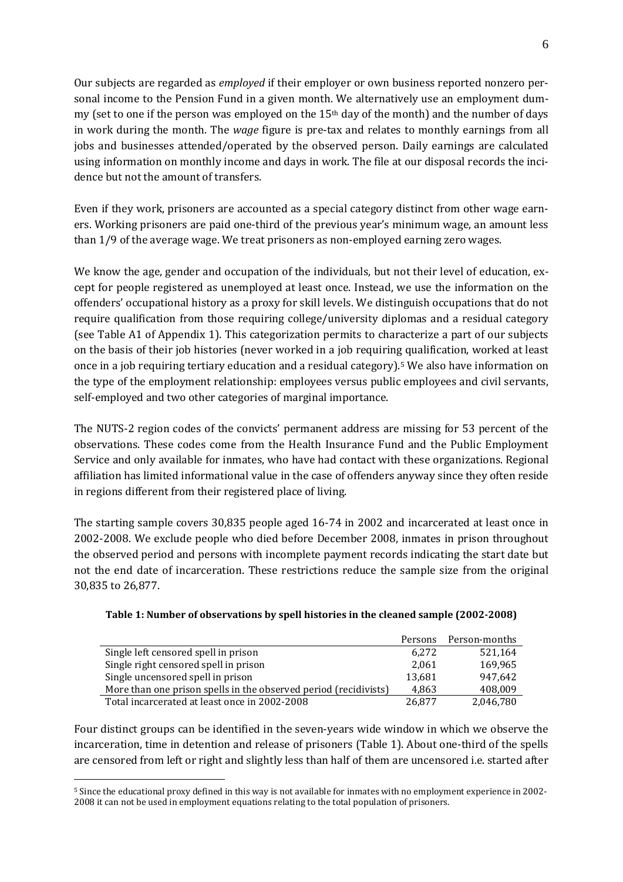Our subjects are regarded as *employed* if their employer or own business reported nonzero personal income to the Pension Fund in a given month. We alternatively use an employment dummy (set to one if the person was employed on the 15th day of the month) and the number of days in work during the month. The *wage* figure is pre-tax and relates to monthly earnings from all jobs and businesses attended/operated by the observed person. Daily earnings are calculated using information on monthly income and days in work. The file at our disposal records the incidence but not the amount of transfers.

Even if they work, prisoners are accounted as a special category distinct from other wage earners. Working prisoners are paid one-third of the previous year's minimum wage, an amount less than 1/9 of the average wage. We treat prisoners as non-employed earning zero wages.

We know the age, gender and occupation of the individuals, but not their level of education, except for people registered as unemployed at least once. Instead, we use the information on the offenders' occupational history as a proxy for skill levels. We distinguish occupations that do not require qualification from those requiring college/university diplomas and a residual category (see Table A1 of Appendix 1). This categorization permits to characterize a part of our subjects on the basis of their job histories (never worked in a job requiring qualification, worked at least once in a job requiring tertiary education and a residual category).[5] We also have information on the type of the employment relationship: employees versus public employees and civil servants, self-employed and two other categories of marginal importance.

The NUTS-2 region codes of the convicts' permanent address are missing for 53 percent of the observations. These codes come from the Health Insurance Fund and the Public Employment Service and only available for inmates, who have had contact with these organizations. Regional affiliation has limited informational value in the case of offenders anyway since they often reside in regions different from their registered place of living.

The starting sample covers 30,835 people aged 16-74 in 2002 and incarcerated at least once in 2002-2008. We exclude people who died before December 2008, inmates in prison throughout the observed period and persons with incomplete payment records indicating the start date but not the end date of incarceration. These restrictions reduce the sample size from the original 30,835 to 26,877.

**Table 1: Number of observations by spell histories in the cleaned sample (2002-2008)**

| | Persons | Person-months |
|---|---|---|
| Single left censored spell in prison | 6,272 | 521,164 |
| Single right censored spell in prison | 2,061 | 169,965 |
| Single uncensored spell in prison | 13,681 | 947,642 |
| More than one prison spells in the observed period (recidivists) | 4,863 | 408,009 |
| Total incarcerated at least once in 2002-2008 | 26,877 | 2,046,780 |

Four distinct groups can be identified in the seven-years wide window in which we observe the incarceration, time in detention and release of prisoners (Table 1). About one-third of the spells are censored from left or right and slightly less than half of them are uncensored i.e. started after

[5] Since the educational proxy defined in this way is not available for inmates with no employment experience in 2002-2008 it can not be used in employment equations relating to the total population of prisoners.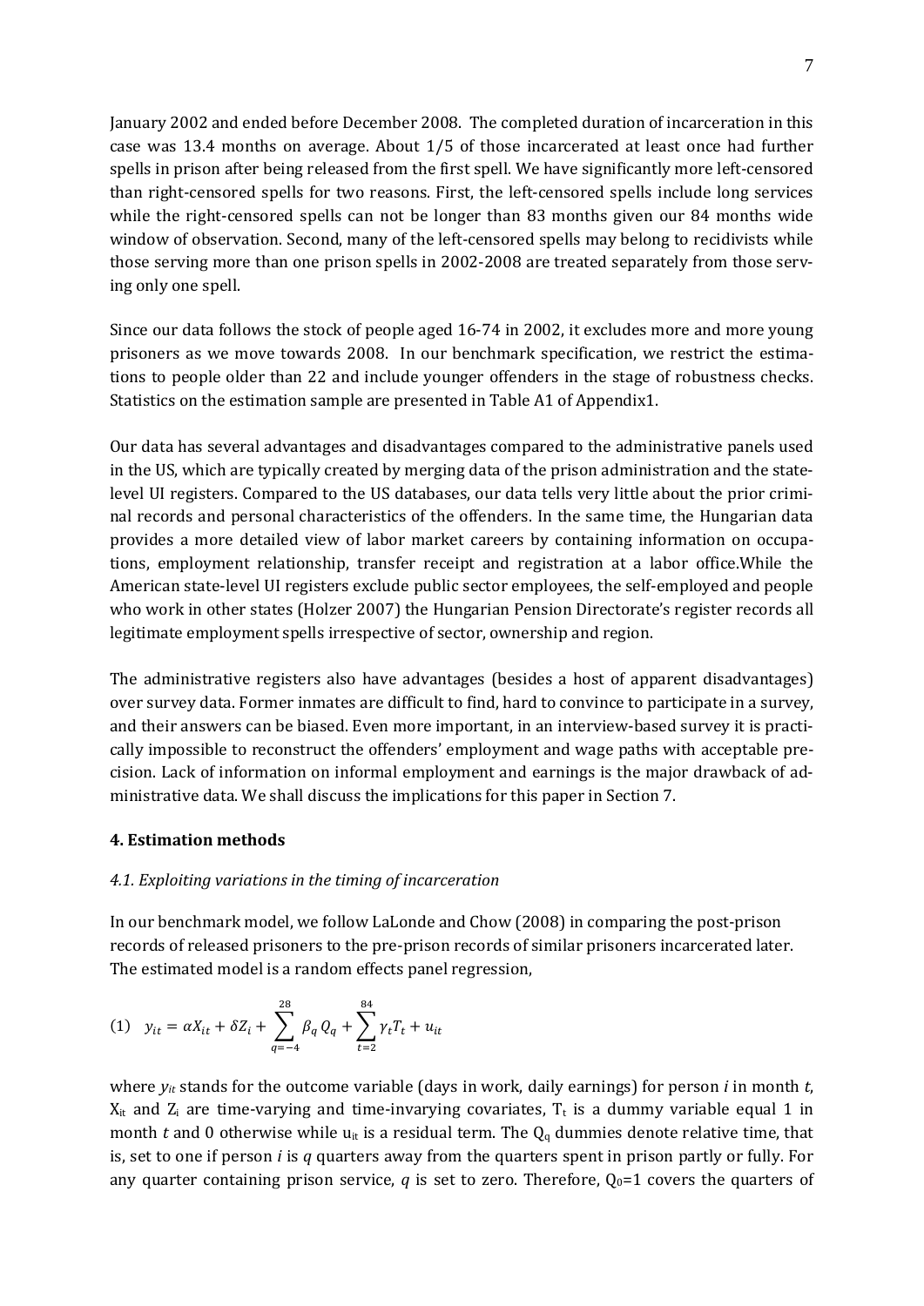January 2002 and ended before December 2008. The completed duration of incarceration in this case was 13.4 months on average. About 1/5 of those incarcerated at least once had further spells in prison after being released from the first spell. We have significantly more left-censored than right-censored spells for two reasons. First, the left-censored spells include long services while the right-censored spells can not be longer than 83 months given our 84 months wide window of observation. Second, many of the left-censored spells may belong to recidivists while those serving more than one prison spells in 2002-2008 are treated separately from those serving only one spell.

Since our data follows the stock of people aged 16-74 in 2002, it excludes more and more young prisoners as we move towards 2008. In our benchmark specification, we restrict the estimations to people older than 22 and include younger offenders in the stage of robustness checks. Statistics on the estimation sample are presented in Table A1 of Appendix1.

Our data has several advantages and disadvantages compared to the administrative panels used in the US, which are typically created by merging data of the prison administration and the state-level UI registers. Compared to the US databases, our data tells very little about the prior criminal records and personal characteristics of the offenders. In the same time, the Hungarian data provides a more detailed view of labor market careers by containing information on occupations, employment relationship, transfer receipt and registration at a labor office.While the American state-level UI registers exclude public sector employees, the self-employed and people who work in other states (Holzer 2007) the Hungarian Pension Directorate's register records all legitimate employment spells irrespective of sector, ownership and region.

The administrative registers also have advantages (besides a host of apparent disadvantages) over survey data. Former inmates are difficult to find, hard to convince to participate in a survey, and their answers can be biased. Even more important, in an interview-based survey it is practically impossible to reconstruct the offenders' employment and wage paths with acceptable precision. Lack of information on informal employment and earnings is the major drawback of administrative data. We shall discuss the implications for this paper in Section 7.

## 4. Estimation methods

### *4.1. Exploiting variations in the timing of incarceration*

In our benchmark model, we follow LaLonde and Chow (2008) in comparing the post-prison records of released prisoners to the pre-prison records of similar prisoners incarcerated later. The estimated model is a random effects panel regression,

$$(1)\quad y_{it} = \alpha X_{it} + \delta Z_i + \sum_{q=-4}^{28} \beta_q Q_q + \sum_{t=2}^{84} \gamma_t T_t + u_{it}$$

where $y_{it}$ stands for the outcome variable (days in work, daily earnings) for person $i$ in month $t$, $X_{it}$ and $Z_i$ are time-varying and time-invariying covariates, $T_t$ is a dummy variable equal 1 in month $t$ and 0 otherwise while $u_{it}$ is a residual term. The $Q_q$ dummies denote relative time, that is, set to one if person $i$ is $q$ quarters away from the quarters spent in prison partly or fully. For any quarter containing prison service, $q$ is set to zero. Therefore, $Q_0$=1 covers the quarters of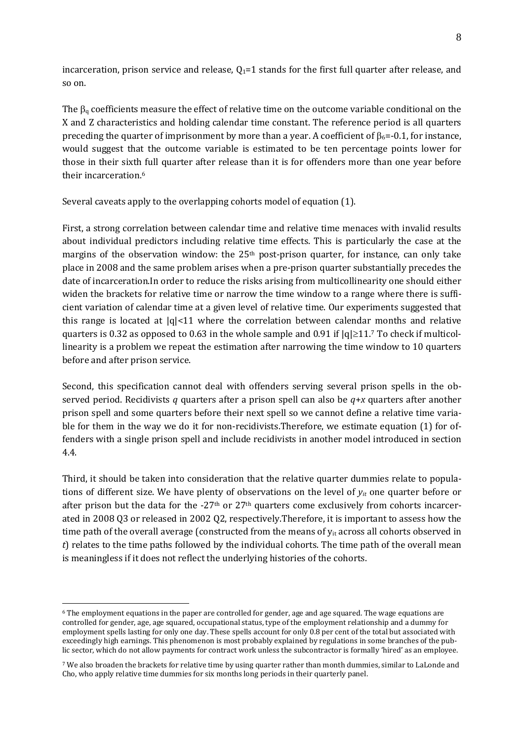incarceration, prison service and release, $Q_1$=1 stands for the first full quarter after release, and so on.

The $\beta_q$ coefficients measure the effect of relative time on the outcome variable conditional on the X and Z characteristics and holding calendar time constant. The reference period is all quarters preceding the quarter of imprisonment by more than a year. A coefficient of $\beta_6$=-0.1, for instance, would suggest that the outcome variable is estimated to be ten percentage points lower for those in their sixth full quarter after release than it is for offenders more than one year before their incarceration.[6]

Several caveats apply to the overlapping cohorts model of equation (1).

First, a strong correlation between calendar time and relative time menaces with invalid results about individual predictors including relative time effects. This is particularly the case at the margins of the observation window: the 25th post-prison quarter, for instance, can only take place in 2008 and the same problem arises when a pre-prison quarter substantially precedes the date of incarceration.In order to reduce the risks arising from multicollinearity one should either widen the brackets for relative time or narrow the time window to a range where there is sufficient variation of calendar time at a given level of relative time. Our experiments suggested that this range is located at $|q|<11$ where the correlation between calendar months and relative quarters is 0.32 as opposed to 0.63 in the whole sample and 0.91 if $|q|\geq 11$.[7] To check if multicollinearity is a problem we repeat the estimation after narrowing the time window to 10 quarters before and after prison service.

Second, this specification cannot deal with offenders serving several prison spells in the observed period. Recidivists *q* quarters after a prison spell can also be *q+x* quarters after another prison spell and some quarters before their next spell so we cannot define a relative time variable for them in the way we do it for non-recidivists.Therefore, we estimate equation (1) for offenders with a single prison spell and include recidivists in another model introduced in section 4.4.

Third, it should be taken into consideration that the relative quarter dummies relate to populations of different size. We have plenty of observations on the level of $y_{it}$ one quarter before or after prison but the data for the -27th or 27th quarters come exclusively from cohorts incarcerated in 2008 Q3 or released in 2002 Q2, respectively.Therefore, it is important to assess how the time path of the overall average (constructed from the means of $y_{it}$ across all cohorts observed in *t*) relates to the time paths followed by the individual cohorts. The time path of the overall mean is meaningless if it does not reflect the underlying histories of the cohorts.

---

[6] The employment equations in the paper are controlled for gender, age and age squared. The wage equations are controlled for gender, age, age squared, occupational status, type of the employment relationship and a dummy for employment spells lasting for only one day. These spells account for only 0.8 per cent of the total but associated with exceedingly high earnings. This phenomenon is most probably explained by regulations in some branches of the public sector, which do not allow payments for contract work unless the subcontractor is formally 'hired' as an employee.

[7] We also broaden the brackets for relative time by using quarter rather than month dummies, similar to LaLonde and Cho, who apply relative time dummies for six months long periods in their quarterly panel.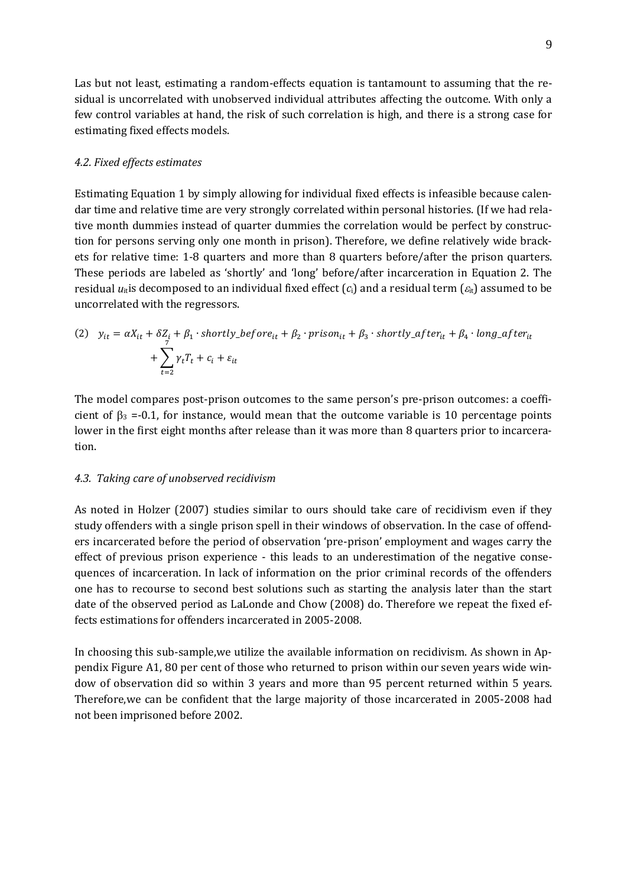Las but not least, estimating a random-effects equation is tantamount to assuming that the residual is uncorrelated with unobserved individual attributes affecting the outcome. With only a few control variables at hand, the risk of such correlation is high, and there is a strong case for estimating fixed effects models.

### *4.2. Fixed effects estimates*

Estimating Equation 1 by simply allowing for individual fixed effects is infeasible because calendar time and relative time are very strongly correlated within personal histories. (If we had relative month dummies instead of quarter dummies the correlation would be perfect by construction for persons serving only one month in prison). Therefore, we define relatively wide brackets for relative time: 1-8 quarters and more than 8 quarters before/after the prison quarters. These periods are labeled as 'shortly' and 'long' before/after incarceration in Equation 2. The residual $u_{it}$is decomposed to an individual fixed effect ($c_i$) and a residual term ($\varepsilon_{it}$) assumed to be uncorrelated with the regressors.

$$(2) \quad y_{it} = \alpha X_{it} + \delta Z_i + \beta_1 \cdot shortly\_before_{it} + \beta_2 \cdot prison_{it} + \beta_3 \cdot shortly\_after_{it} + \beta_4 \cdot long\_after_{it} + \sum_{t=2}^{7} \gamma_t T_t + c_i + \varepsilon_{it}$$

The model compares post-prison outcomes to the same person's pre-prison outcomes: a coefficient of $\beta_3$ =-0.1, for instance, would mean that the outcome variable is 10 percentage points lower in the first eight months after release than it was more than 8 quarters prior to incarceration.

### *4.3. Taking care of unobserved recidivism*

As noted in Holzer (2007) studies similar to ours should take care of recidivism even if they study offenders with a single prison spell in their windows of observation. In the case of offenders incarcerated before the period of observation 'pre-prison' employment and wages carry the effect of previous prison experience - this leads to an underestimation of the negative consequences of incarceration. In lack of information on the prior criminal records of the offenders one has to recourse to second best solutions such as starting the analysis later than the start date of the observed period as LaLonde and Chow (2008) do. Therefore we repeat the fixed effects estimations for offenders incarcerated in 2005-2008.

In choosing this sub-sample,we utilize the available information on recidivism. As shown in Appendix Figure A1, 80 per cent of those who returned to prison within our seven years wide window of observation did so within 3 years and more than 95 percent returned within 5 years. Therefore,we can be confident that the large majority of those incarcerated in 2005-2008 had not been imprisoned before 2002.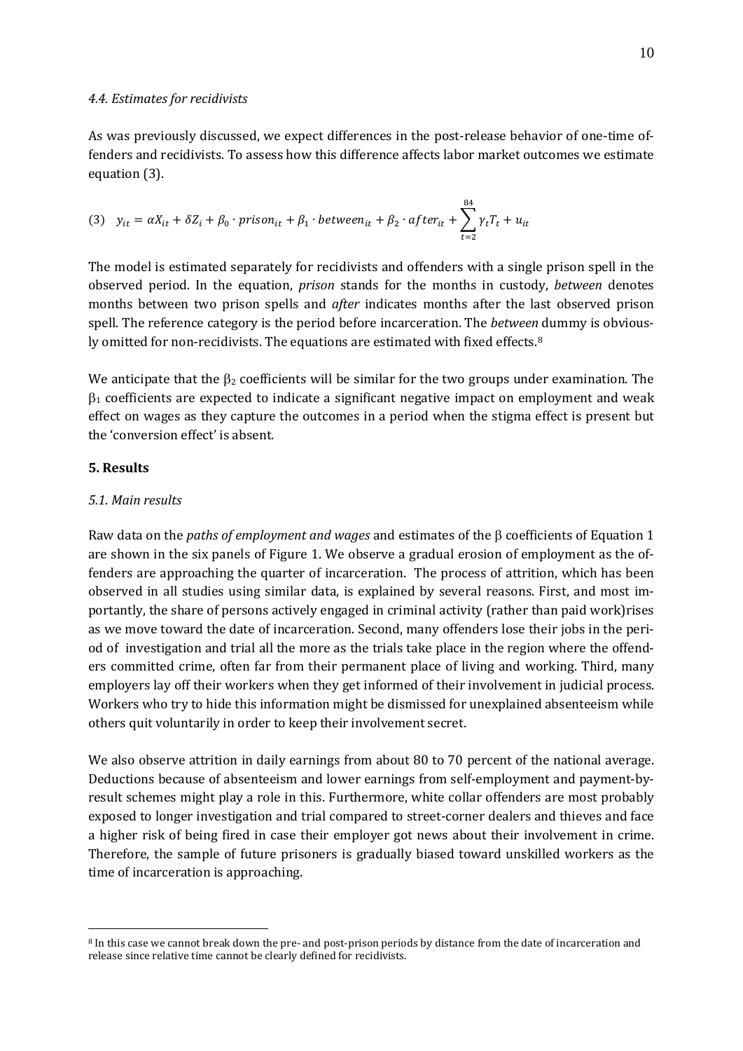### 4.4. Estimates for recidivists

As was previously discussed, we expect differences in the post-release behavior of one-time offenders and recidivists. To assess how this difference affects labor market outcomes we estimate equation (3).

$$(3)\quad y_{it} = \alpha X_{it} + \delta Z_i + \beta_0 \cdot prison_{it} + \beta_1 \cdot between_{it} + \beta_2 \cdot after_{it} + \sum_{t=2}^{84} \gamma_t T_t + u_{it}$$

The model is estimated separately for recidivists and offenders with a single prison spell in the observed period. In the equation, *prison* stands for the months in custody, *between* denotes months between two prison spells and *after* indicates months after the last observed prison spell. The reference category is the period before incarceration. The *between* dummy is obviously omitted for non-recidivists. The equations are estimated with fixed effects.[8]

We anticipate that the $\beta_2$ coefficients will be similar for the two groups under examination. The $\beta_1$ coefficients are expected to indicate a significant negative impact on employment and weak effect on wages as they capture the outcomes in a period when the stigma effect is present but the 'conversion effect' is absent.

## 5. Results

### 5.1. Main results

Raw data on the *paths of employment and wages* and estimates of the $\beta$ coefficients of Equation 1 are shown in the six panels of Figure 1. We observe a gradual erosion of employment as the offenders are approaching the quarter of incarceration. The process of attrition, which has been observed in all studies using similar data, is explained by several reasons. First, and most importantly, the share of persons actively engaged in criminal activity (rather than paid work)rises as we move toward the date of incarceration. Second, many offenders lose their jobs in the period of investigation and trial all the more as the trials take place in the region where the offenders committed crime, often far from their permanent place of living and working. Third, many employers lay off their workers when they get informed of their involvement in judicial process. Workers who try to hide this information might be dismissed for unexplained absenteeism while others quit voluntarily in order to keep their involvement secret.

We also observe attrition in daily earnings from about 80 to 70 percent of the national average. Deductions because of absenteeism and lower earnings from self-employment and payment-by-result schemes might play a role in this. Furthermore, white collar offenders are most probably exposed to longer investigation and trial compared to street-corner dealers and thieves and face a higher risk of being fired in case their employer got news about their involvement in crime. Therefore, the sample of future prisoners is gradually biased toward unskilled workers as the time of incarceration is approaching.

[8] In this case we cannot break down the pre- and post-prison periods by distance from the date of incarceration and release since relative time cannot be clearly defined for recidivists.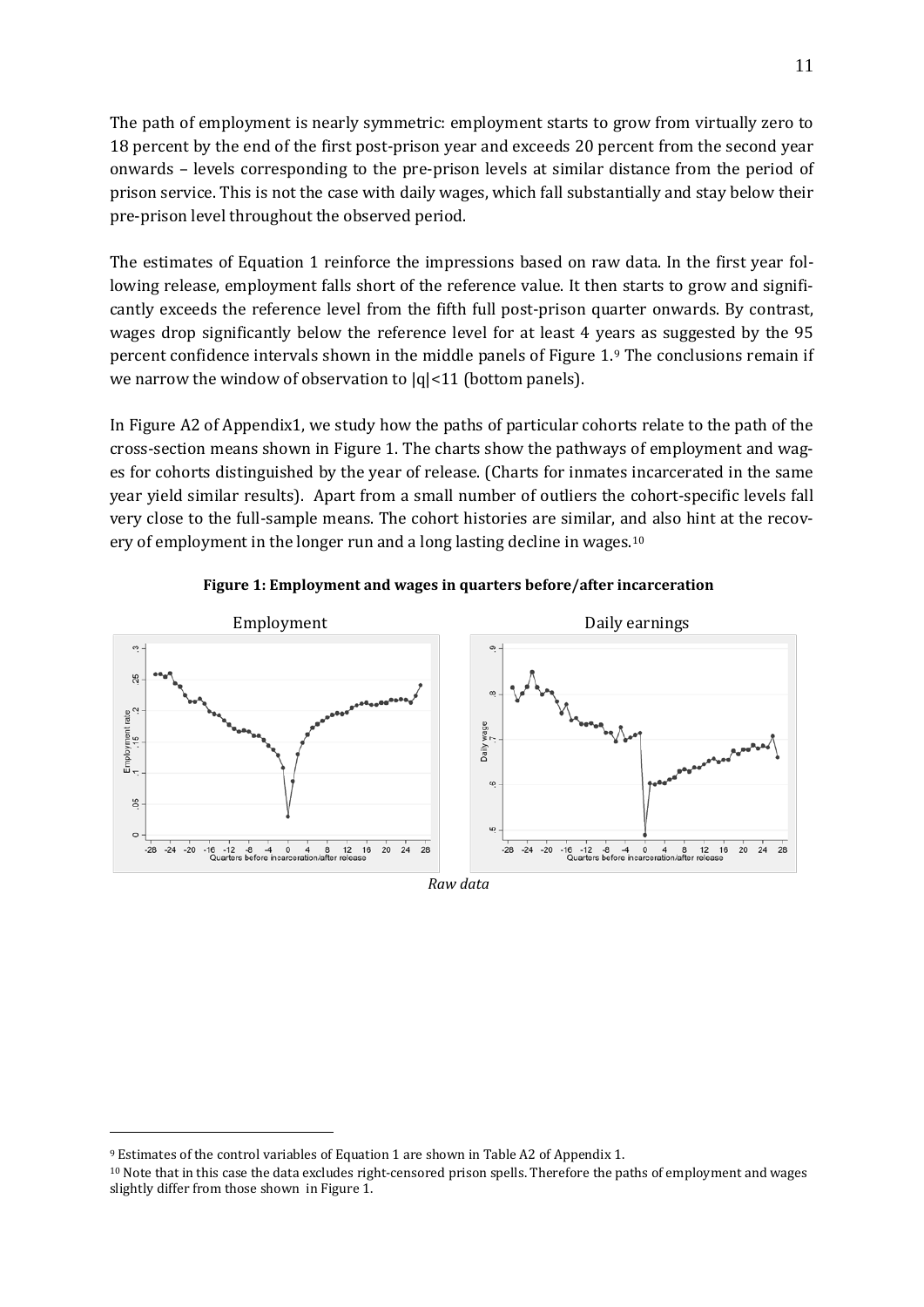The path of employment is nearly symmetric: employment starts to grow from virtually zero to 18 percent by the end of the first post-prison year and exceeds 20 percent from the second year onwards – levels corresponding to the pre-prison levels at similar distance from the period of prison service. This is not the case with daily wages, which fall substantially and stay below their pre-prison level throughout the observed period.

The estimates of Equation 1 reinforce the impressions based on raw data. In the first year following release, employment falls short of the reference value. It then starts to grow and significantly exceeds the reference level from the fifth full post-prison quarter onwards. By contrast, wages drop significantly below the reference level for at least 4 years as suggested by the 95 percent confidence intervals shown in the middle panels of Figure 1.[9] The conclusions remain if we narrow the window of observation to $|q|<11$ (bottom panels).

In Figure A2 of Appendix1, we study how the paths of particular cohorts relate to the path of the cross-section means shown in Figure 1. The charts show the pathways of employment and wages for cohorts distinguished by the year of release. (Charts for inmates incarcerated in the same year yield similar results). Apart from a small number of outliers the cohort-specific levels fall very close to the full-sample means. The cohort histories are similar, and also hint at the recovery of employment in the longer run and a long lasting decline in wages.[10]

**Figure 1: Employment and wages in quarters before/after incarceration**

*Raw data*

---

[9] Estimates of the control variables of Equation 1 are shown in Table A2 of Appendix 1.

[10] Note that in this case the data excludes right-censored prison spells. Therefore the paths of employment and wages slightly differ from those shown in Figure 1.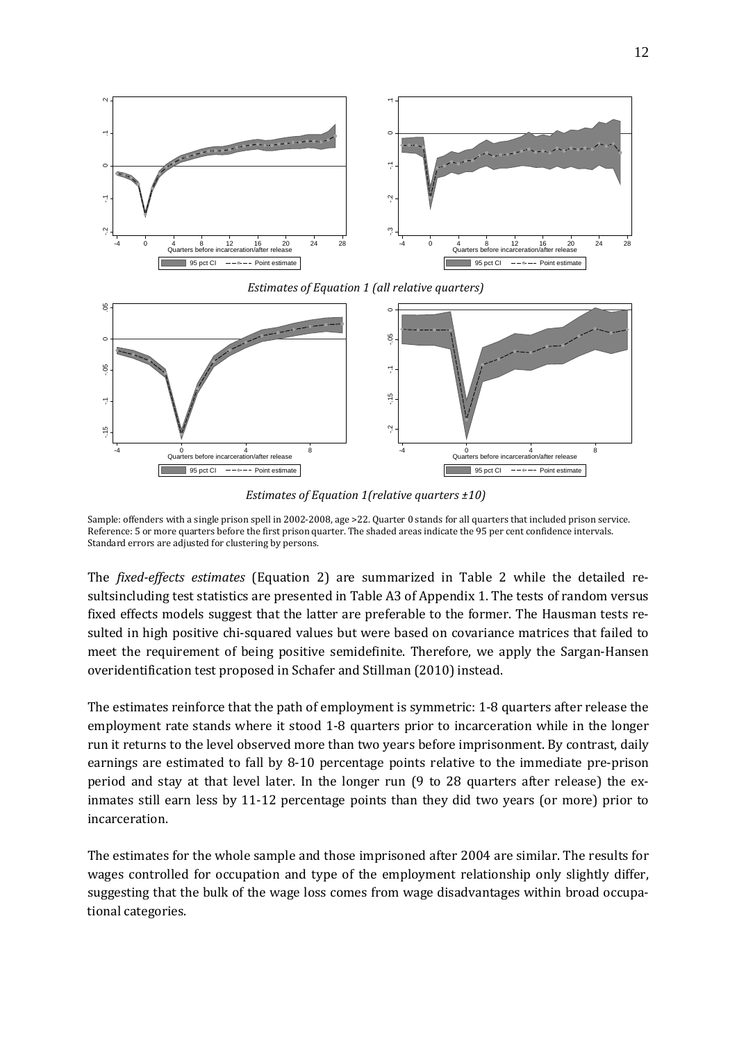*Estimates of Equation 1 (all relative quarters)*

*Estimates of Equation 1(relative quarters ±10)*

Sample: offenders with a single prison spell in 2002-2008, age >22. Quarter 0 stands for all quarters that included prison service. Reference: 5 or more quarters before the first prison quarter. The shaded areas indicate the 95 per cent confidence intervals. Standard errors are adjusted for clustering by persons.

The *fixed-effects estimates* (Equation 2) are summarized in Table 2 while the detailed resultsincluding test statistics are presented in Table A3 of Appendix 1. The tests of random versus fixed effects models suggest that the latter are preferable to the former. The Hausman tests resulted in high positive chi-squared values but were based on covariance matrices that failed to meet the requirement of being positive semidefinite. Therefore, we apply the Sargan-Hansen overidentification test proposed in Schafer and Stillman (2010) instead.

The estimates reinforce that the path of employment is symmetric: 1-8 quarters after release the employment rate stands where it stood 1-8 quarters prior to incarceration while in the longer run it returns to the level observed more than two years before imprisonment. By contrast, daily earnings are estimated to fall by 8-10 percentage points relative to the immediate pre-prison period and stay at that level later. In the longer run (9 to 28 quarters after release) the ex-inmates still earn less by 11-12 percentage points than they did two years (or more) prior to incarceration.

The estimates for the whole sample and those imprisoned after 2004 are similar. The results for wages controlled for occupation and type of the employment relationship only slightly differ, suggesting that the bulk of the wage loss comes from wage disadvantages within broad occupational categories.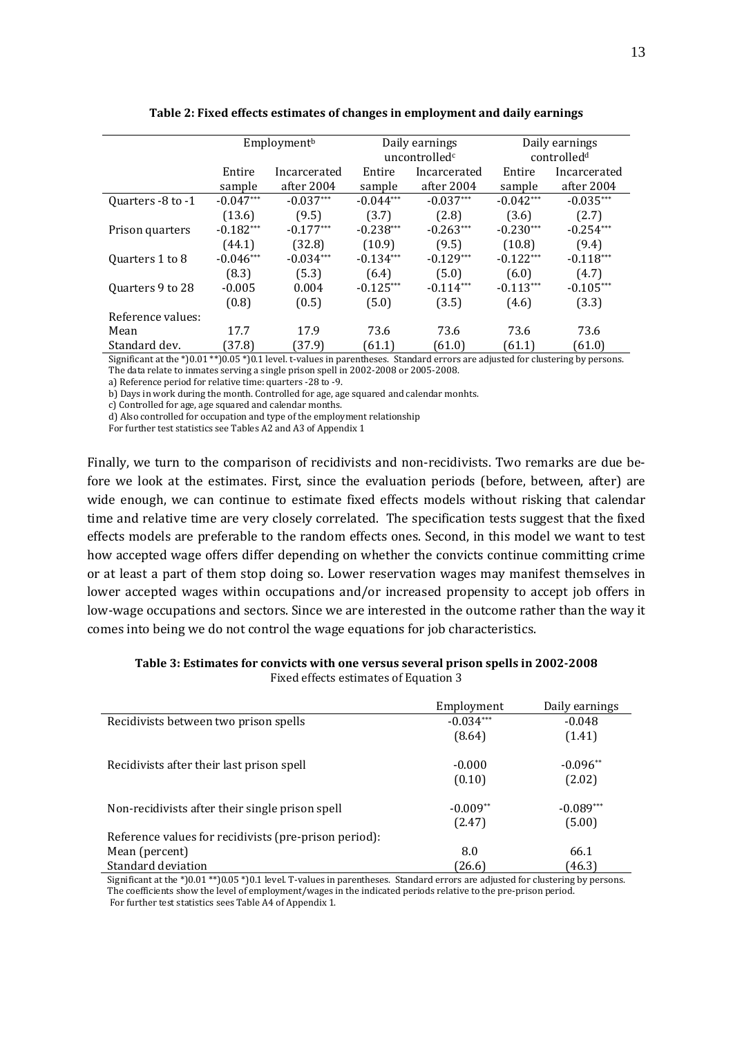**Table 2: Fixed effects estimates of changes in employment and daily earnings**

| | Employment[b] | | Daily earnings uncontrolled[c] | | Daily earnings controlled[d] | |
|---|---|---|---|---|---|---|
| | Entire sample | Incarcerated after 2004 | Entire sample | Incarcerated after 2004 | Entire sample | Incarcerated after 2004 |
| Quarters -8 to -1 | -0.047*** | -0.037*** | -0.044*** | -0.037*** | -0.042*** | -0.035*** |
| | (13.6) | (9.5) | (3.7) | (2.8) | (3.6) | (2.7) |
| Prison quarters | -0.182*** | -0.177*** | -0.238*** | -0.263*** | -0.230*** | -0.254*** |
| | (44.1) | (32.8) | (10.9) | (9.5) | (10.8) | (9.4) |
| Quarters 1 to 8 | -0.046*** | -0.034*** | -0.134*** | -0.129*** | -0.122*** | -0.118*** |
| | (8.3) | (5.3) | (6.4) | (5.0) | (6.0) | (4.7) |
| Quarters 9 to 28 | -0.005 | 0.004 | -0.125*** | -0.114*** | -0.113*** | -0.105*** |
| | (0.8) | (0.5) | (5.0) | (3.5) | (4.6) | (3.3) |
| Reference values: | | | | | | |
| Mean | 17.7 | 17.9 | 73.6 | 73.6 | 73.6 | 73.6 |
| Standard dev. | (37.8) | (37.9) | (61.1) | (61.0) | (61.1) | (61.0) |

Significant at the *)0.01 **)0.05 *)0.1 level. t-values in parentheses. Standard errors are adjusted for clustering by persons.
The data relate to inmates serving a single prison spell in 2002-2008 or 2005-2008.
a) Reference period for relative time: quarters -28 to -9.
b) Days in work during the month. Controlled for age, age squared and calendar monhts.
c) Controlled for age, age squared and calendar months.
d) Also controlled for occupation and type of the employment relationship
For further test statistics see Tables A2 and A3 of Appendix 1

Finally, we turn to the comparison of recidivists and non-recidivists. Two remarks are due before we look at the estimates. First, since the evaluation periods (before, between, after) are wide enough, we can continue to estimate fixed effects models without risking that calendar time and relative time are very closely correlated. The specification tests suggest that the fixed effects models are preferable to the random effects ones. Second, in this model we want to test how accepted wage offers differ depending on whether the convicts continue committing crime or at least a part of them stop doing so. Lower reservation wages may manifest themselves in lower accepted wages within occupations and/or increased propensity to accept job offers in low-wage occupations and sectors. Since we are interested in the outcome rather than the way it comes into being we do not control the wage equations for job characteristics.

**Table 3: Estimates for convicts with one versus several prison spells in 2002-2008**
Fixed effects estimates of Equation 3

| | Employment | Daily earnings |
|---|---|---|
| Recidivists between two prison spells | -0.034*** | -0.048 |
| | (8.64) | (1.41) |
| Recidivists after their last prison spell | -0.000 | -0.096** |
| | (0.10) | (2.02) |
| Non-recidivists after their single prison spell | -0.009** | -0.089*** |
| | (2.47) | (5.00) |
| Reference values for recidivists (pre-prison period): | | |
| Mean (percent) | 8.0 | 66.1 |
| Standard deviation | (26.6) | (46.3) |

Significant at the *)0.01 **)0.05 *)0.1 level. T-values in parentheses. Standard errors are adjusted for clustering by persons.
The coefficients show the level of employment/wages in the indicated periods relative to the pre-prison period.
For further test statistics sees Table A4 of Appendix 1.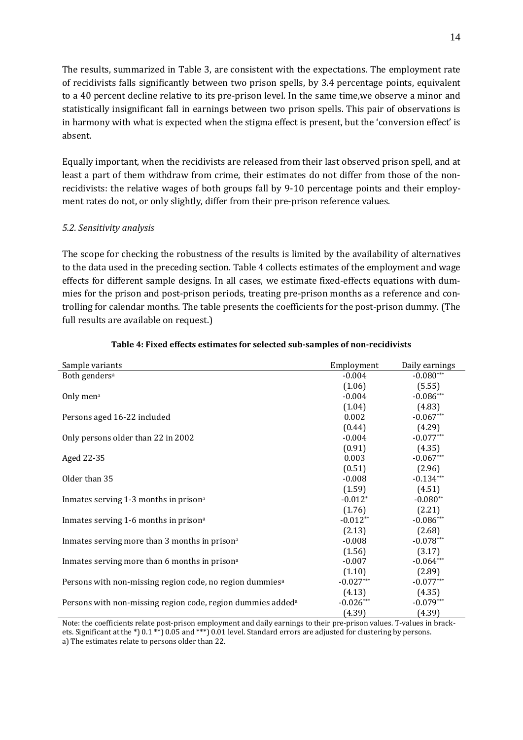The results, summarized in Table 3, are consistent with the expectations. The employment rate of recidivists falls significantly between two prison spells, by 3.4 percentage points, equivalent to a 40 percent decline relative to its pre-prison level. In the same time,we observe a minor and statistically insignificant fall in earnings between two prison spells. This pair of observations is in harmony with what is expected when the stigma effect is present, but the 'conversion effect' is absent.

Equally important, when the recidivists are released from their last observed prison spell, and at least a part of them withdraw from crime, their estimates do not differ from those of the non-recidivists: the relative wages of both groups fall by 9-10 percentage points and their employment rates do not, or only slightly, differ from their pre-prison reference values.

### *5.2. Sensitivity analysis*

The scope for checking the robustness of the results is limited by the availability of alternatives to the data used in the preceding section. Table 4 collects estimates of the employment and wage effects for different sample designs. In all cases, we estimate fixed-effects equations with dummies for the prison and post-prison periods, treating pre-prison months as a reference and controlling for calendar months. The table presents the coefficients for the post-prison dummy. (The full results are available on request.)

**Table 4: Fixed effects estimates for selected sub-samples of non-recidivists**

| Sample variants | Employment | Daily earnings |
|---|---|---|
| Both genders[a] | -0.004 | -0.080*** |
| | (1.06) | (5.55) |
| Only men[a] | -0.004 | -0.086*** |
| | (1.04) | (4.83) |
| Persons aged 16-22 included | 0.002 | -0.067*** |
| | (0.44) | (4.29) |
| Only persons older than 22 in 2002 | -0.004 | -0.077*** |
| | (0.91) | (4.35) |
| Aged 22-35 | 0.003 | -0.067*** |
| | (0.51) | (2.96) |
| Older than 35 | -0.008 | -0.134*** |
| | (1.59) | (4.51) |
| Inmates serving 1-3 months in prison[a] | -0.012* | -0.080** |
| | (1.76) | (2.21) |
| Inmates serving 1-6 months in prison[a] | -0.012** | -0.086*** |
| | (2.13) | (2.68) |
| Inmates serving more than 3 months in prison[a] | -0.008 | -0.078*** |
| | (1.56) | (3.17) |
| Inmates serving more than 6 months in prison[a] | -0.007 | -0.064*** |
| | (1.10) | (2.89) |
| Persons with non-missing region code, no region dummies[a] | -0.027*** | -0.077*** |
| | (4.13) | (4.35) |
| Persons with non-missing region code, region dummies added[a] | -0.026*** | -0.079*** |
| | (4.39) | (4.39) |

Note: the coefficients relate post-prison employment and daily earnings to their pre-prison values. T-values in brackets. Significant at the *) 0.1 **) 0.05 and ***) 0.01 level. Standard errors are adjusted for clustering by persons.
a) The estimates relate to persons older than 22.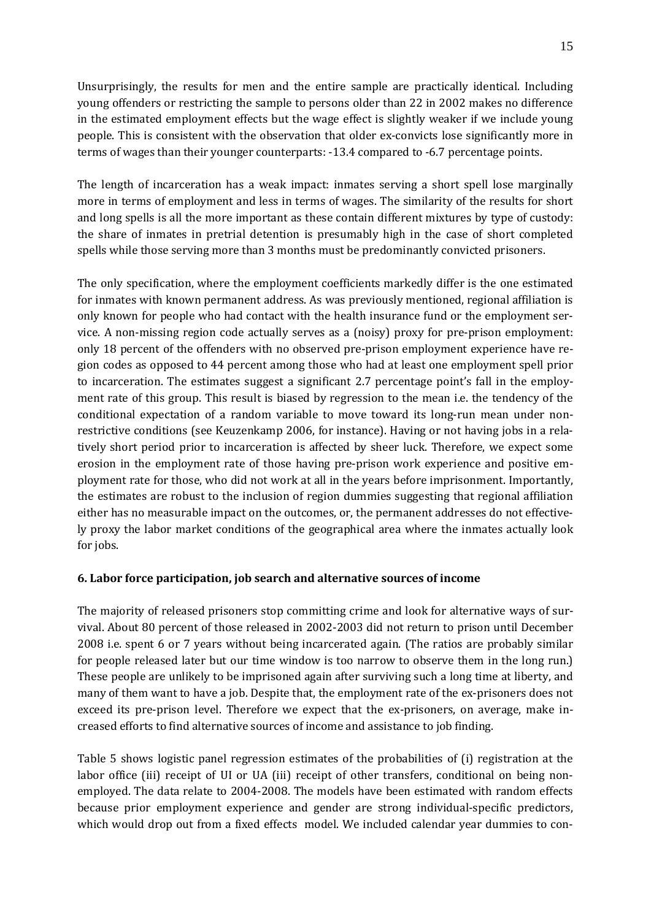Unsurprisingly, the results for men and the entire sample are practically identical. Including young offenders or restricting the sample to persons older than 22 in 2002 makes no difference in the estimated employment effects but the wage effect is slightly weaker if we include young people. This is consistent with the observation that older ex-convicts lose significantly more in terms of wages than their younger counterparts: -13.4 compared to -6.7 percentage points.

The length of incarceration has a weak impact: inmates serving a short spell lose marginally more in terms of employment and less in terms of wages. The similarity of the results for short and long spells is all the more important as these contain different mixtures by type of custody: the share of inmates in pretrial detention is presumably high in the case of short completed spells while those serving more than 3 months must be predominantly convicted prisoners.

The only specification, where the employment coefficients markedly differ is the one estimated for inmates with known permanent address. As was previously mentioned, regional affiliation is only known for people who had contact with the health insurance fund or the employment service. A non-missing region code actually serves as a (noisy) proxy for pre-prison employment: only 18 percent of the offenders with no observed pre-prison employment experience have region codes as opposed to 44 percent among those who had at least one employment spell prior to incarceration. The estimates suggest a significant 2.7 percentage point's fall in the employment rate of this group. This result is biased by regression to the mean i.e. the tendency of the conditional expectation of a random variable to move toward its long-run mean under nonrestrictive conditions (see Keuzenkamp 2006, for instance). Having or not having jobs in a relatively short period prior to incarceration is affected by sheer luck. Therefore, we expect some erosion in the employment rate of those having pre-prison work experience and positive employment rate for those, who did not work at all in the years before imprisonment. Importantly, the estimates are robust to the inclusion of region dummies suggesting that regional affiliation either has no measurable impact on the outcomes, or, the permanent addresses do not effectively proxy the labor market conditions of the geographical area where the inmates actually look for jobs.

## 6. Labor force participation, job search and alternative sources of income

The majority of released prisoners stop committing crime and look for alternative ways of survival. About 80 percent of those released in 2002-2003 did not return to prison until December 2008 i.e. spent 6 or 7 years without being incarcerated again. (The ratios are probably similar for people released later but our time window is too narrow to observe them in the long run.) These people are unlikely to be imprisoned again after surviving such a long time at liberty, and many of them want to have a job. Despite that, the employment rate of the ex-prisoners does not exceed its pre-prison level. Therefore we expect that the ex-prisoners, on average, make increased efforts to find alternative sources of income and assistance to job finding.

Table 5 shows logistic panel regression estimates of the probabilities of (i) registration at the labor office (iii) receipt of UI or UA (iii) receipt of other transfers, conditional on being nonemployed. The data relate to 2004-2008. The models have been estimated with random effects because prior employment experience and gender are strong individual-specific predictors, which would drop out from a fixed effects model. We included calendar year dummies to con-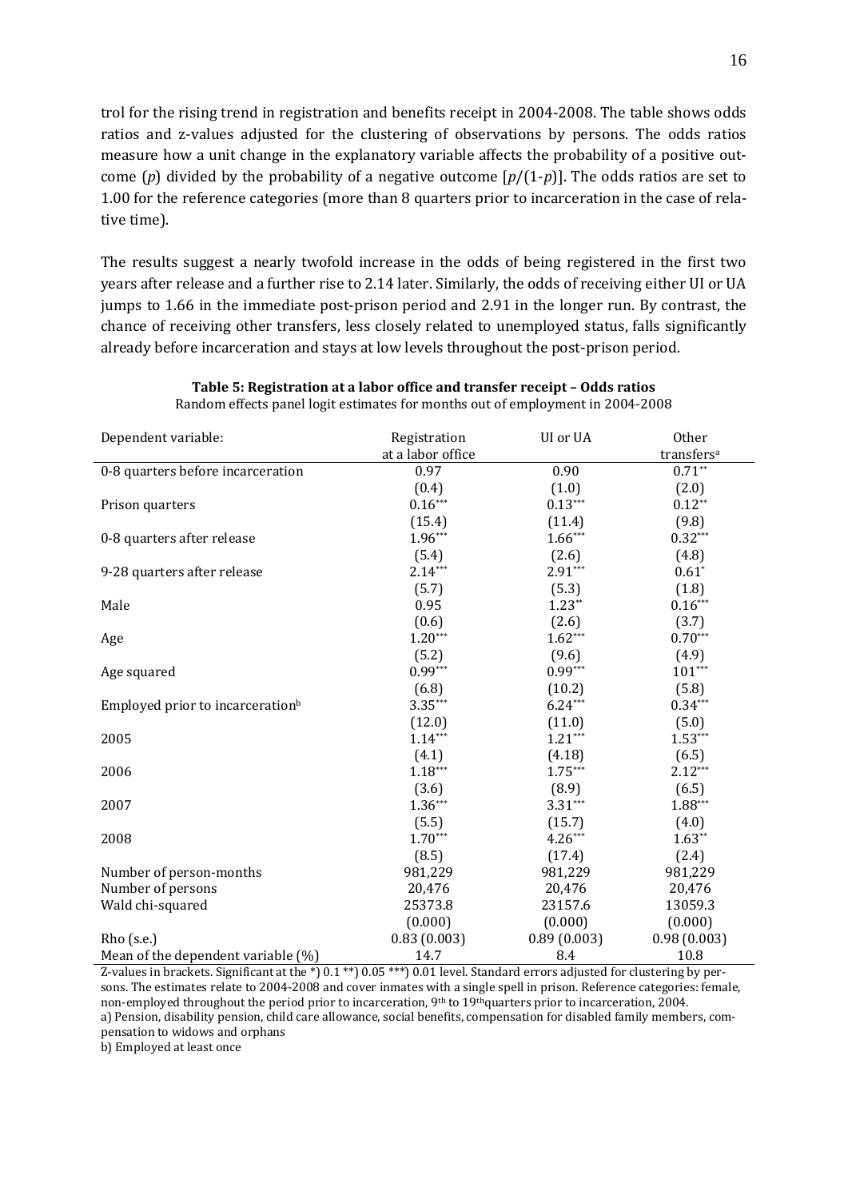trol for the rising trend in registration and benefits receipt in 2004-2008. The table shows odds ratios and z-values adjusted for the clustering of observations by persons. The odds ratios measure how a unit change in the explanatory variable affects the probability of a positive outcome ($p$) divided by the probability of a negative outcome [$p/(1-p)$]. The odds ratios are set to 1.00 for the reference categories (more than 8 quarters prior to incarceration in the case of relative time).

The results suggest a nearly twofold increase in the odds of being registered in the first two years after release and a further rise to 2.14 later. Similarly, the odds of receiving either UI or UA jumps to 1.66 in the immediate post-prison period and 2.91 in the longer run. By contrast, the chance of receiving other transfers, less closely related to unemployed status, falls significantly already before incarceration and stays at low levels throughout the post-prison period.

**Table 5: Registration at a labor office and transfer receipt – Odds ratios**

Random effects panel logit estimates for months out of employment in 2004-2008

| Dependent variable: | Registration at a labor office | UI or UA | Other transfers[a] |
|---|---|---|---|
| 0-8 quarters before incarceration | 0.97 | 0.90 | 0.71** |
| | (0.4) | (1.0) | (2.0) |
| Prison quarters | 0.16*** | 0.13*** | 0.12** |
| | (15.4) | (11.4) | (9.8) |
| 0-8 quarters after release | 1.96*** | 1.66*** | 0.32*** |
| | (5.4) | (2.6) | (4.8) |
| 9-28 quarters after release | 2.14*** | 2.91*** | 0.61* |
| | (5.7) | (5.3) | (1.8) |
| Male | 0.95 | 1.23** | 0.16*** |
| | (0.6) | (2.6) | (3.7) |
| Age | 1.20*** | 1.62*** | 0.70*** |
| | (5.2) | (9.6) | (4.9) |
| Age squared | 0.99*** | 0.99*** | 101*** |
| | (6.8) | (10.2) | (5.8) |
| Employed prior to incarceration[b] | 3.35*** | 6.24*** | 0.34*** |
| | (12.0) | (11.0) | (5.0) |
| 2005 | 1.14*** | 1.21*** | 1.53*** |
| | (4.1) | (4.18) | (6.5) |
| 2006 | 1.18*** | 1.75*** | 2.12*** |
| | (3.6) | (8.9) | (6.5) |
| 2007 | 1.36*** | 3.31*** | 1.88*** |
| | (5.5) | (15.7) | (4.0) |
| 2008 | 1.70*** | 4.26*** | 1.63** |
| | (8.5) | (17.4) | (2.4) |
| Number of person-months | 981,229 | 981,229 | 981,229 |
| Number of persons | 20,476 | 20,476 | 20,476 |
| Wald chi-squared | 25373.8 | 23157.6 | 13059.3 |
| | (0.000) | (0.000) | (0.000) |
| Rho (s.e.) | 0.83 (0.003) | 0.89 (0.003) | 0.98 (0.003) |
| Mean of the dependent variable (%) | 14.7 | 8.4 | 10.8 |

Z-values in brackets. Significant at the *) 0.1 **) 0.05 ***) 0.01 level. Standard errors adjusted for clustering by persons. The estimates relate to 2004-2008 and cover inmates with a single spell in prison. Reference categories: female, non-employed throughout the period prior to incarceration, 9th to 19th quarters prior to incarceration, 2004.

a) Pension, disability pension, child care allowance, social benefits, compensation for disabled family members, compensation to widows and orphans

b) Employed at least once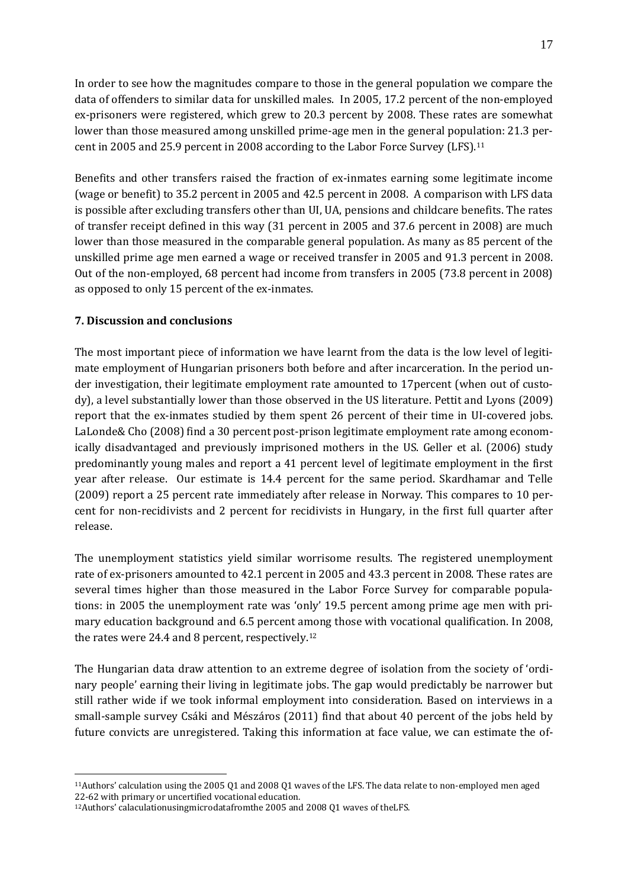In order to see how the magnitudes compare to those in the general population we compare the data of offenders to similar data for unskilled males. In 2005, 17.2 percent of the non-employed ex-prisoners were registered, which grew to 20.3 percent by 2008. These rates are somewhat lower than those measured among unskilled prime-age men in the general population: 21.3 percent in 2005 and 25.9 percent in 2008 according to the Labor Force Survey (LFS).[11]

Benefits and other transfers raised the fraction of ex-inmates earning some legitimate income (wage or benefit) to 35.2 percent in 2005 and 42.5 percent in 2008. A comparison with LFS data is possible after excluding transfers other than UI, UA, pensions and childcare benefits. The rates of transfer receipt defined in this way (31 percent in 2005 and 37.6 percent in 2008) are much lower than those measured in the comparable general population. As many as 85 percent of the unskilled prime age men earned a wage or received transfer in 2005 and 91.3 percent in 2008. Out of the non-employed, 68 percent had income from transfers in 2005 (73.8 percent in 2008) as opposed to only 15 percent of the ex-inmates.

### 7. Discussion and conclusions

The most important piece of information we have learnt from the data is the low level of legitimate employment of Hungarian prisoners both before and after incarceration. In the period under investigation, their legitimate employment rate amounted to 17percent (when out of custody), a level substantially lower than those observed in the US literature. Pettit and Lyons (2009) report that the ex-inmates studied by them spent 26 percent of their time in UI-covered jobs. LaLonde& Cho (2008) find a 30 percent post-prison legitimate employment rate among economically disadvantaged and previously imprisoned mothers in the US. Geller et al. (2006) study predominantly young males and report a 41 percent level of legitimate employment in the first year after release. Our estimate is 14.4 percent for the same period. Skardhamar and Telle (2009) report a 25 percent rate immediately after release in Norway. This compares to 10 percent for non-recidivists and 2 percent for recidivists in Hungary, in the first full quarter after release.

The unemployment statistics yield similar worrisome results. The registered unemployment rate of ex-prisoners amounted to 42.1 percent in 2005 and 43.3 percent in 2008. These rates are several times higher than those measured in the Labor Force Survey for comparable populations: in 2005 the unemployment rate was 'only' 19.5 percent among prime age men with primary education background and 6.5 percent among those with vocational qualification. In 2008, the rates were 24.4 and 8 percent, respectively.[12]

The Hungarian data draw attention to an extreme degree of isolation from the society of 'ordinary people' earning their living in legitimate jobs. The gap would predictably be narrower but still rather wide if we took informal employment into consideration. Based on interviews in a small-sample survey Csáki and Mészáros (2011) find that about 40 percent of the jobs held by future convicts are unregistered. Taking this information at face value, we can estimate the of-

---

[11] Authors' calculation using the 2005 Q1 and 2008 Q1 waves of the LFS. The data relate to non-employed men aged 22-62 with primary or uncertified vocational education.

[12] Authors' calaculationusingmicrodatafromthe 2005 and 2008 Q1 waves of theLFS.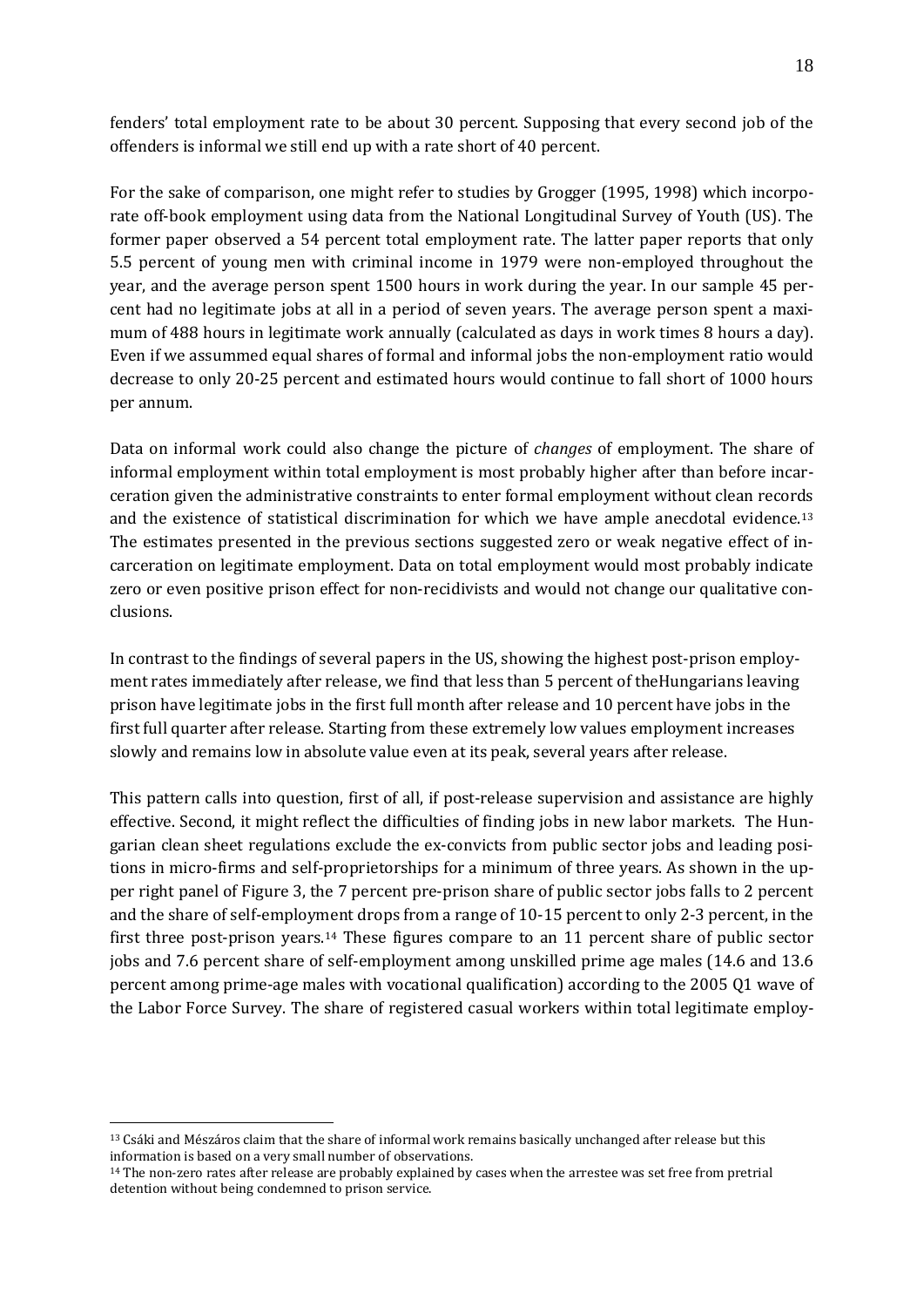fenders' total employment rate to be about 30 percent. Supposing that every second job of the offenders is informal we still end up with a rate short of 40 percent.

For the sake of comparison, one might refer to studies by Grogger (1995, 1998) which incorporate off-book employment using data from the National Longitudinal Survey of Youth (US). The former paper observed a 54 percent total employment rate. The latter paper reports that only 5.5 percent of young men with criminal income in 1979 were non-employed throughout the year, and the average person spent 1500 hours in work during the year. In our sample 45 percent had no legitimate jobs at all in a period of seven years. The average person spent a maximum of 488 hours in legitimate work annually (calculated as days in work times 8 hours a day). Even if we assummed equal shares of formal and informal jobs the non-employment ratio would decrease to only 20-25 percent and estimated hours would continue to fall short of 1000 hours per annum.

Data on informal work could also change the picture of *changes* of employment. The share of informal employment within total employment is most probably higher after than before incarceration given the administrative constraints to enter formal employment without clean records and the existence of statistical discrimination for which we have ample anecdotal evidence.[13] The estimates presented in the previous sections suggested zero or weak negative effect of incarceration on legitimate employment. Data on total employment would most probably indicate zero or even positive prison effect for non-recidivists and would not change our qualitative conclusions.

In contrast to the findings of several papers in the US, showing the highest post-prison employment rates immediately after release, we find that less than 5 percent of theHungarians leaving prison have legitimate jobs in the first full month after release and 10 percent have jobs in the first full quarter after release. Starting from these extremely low values employment increases slowly and remains low in absolute value even at its peak, several years after release.

This pattern calls into question, first of all, if post-release supervision and assistance are highly effective. Second, it might reflect the difficulties of finding jobs in new labor markets. The Hungarian clean sheet regulations exclude the ex-convicts from public sector jobs and leading positions in micro-firms and self-proprietorships for a minimum of three years. As shown in the upper right panel of Figure 3, the 7 percent pre-prison share of public sector jobs falls to 2 percent and the share of self-employment drops from a range of 10-15 percent to only 2-3 percent, in the first three post-prison years.[14] These figures compare to an 11 percent share of public sector jobs and 7.6 percent share of self-employment among unskilled prime age males (14.6 and 13.6 percent among prime-age males with vocational qualification) according to the 2005 Q1 wave of the Labor Force Survey. The share of registered casual workers within total legitimate employ-

[13] Csáki and Mészáros claim that the share of informal work remains basically unchanged after release but this information is based on a very small number of observations.

[14] The non-zero rates after release are probably explained by cases when the arrestee was set free from pretrial detention without being condemned to prison service.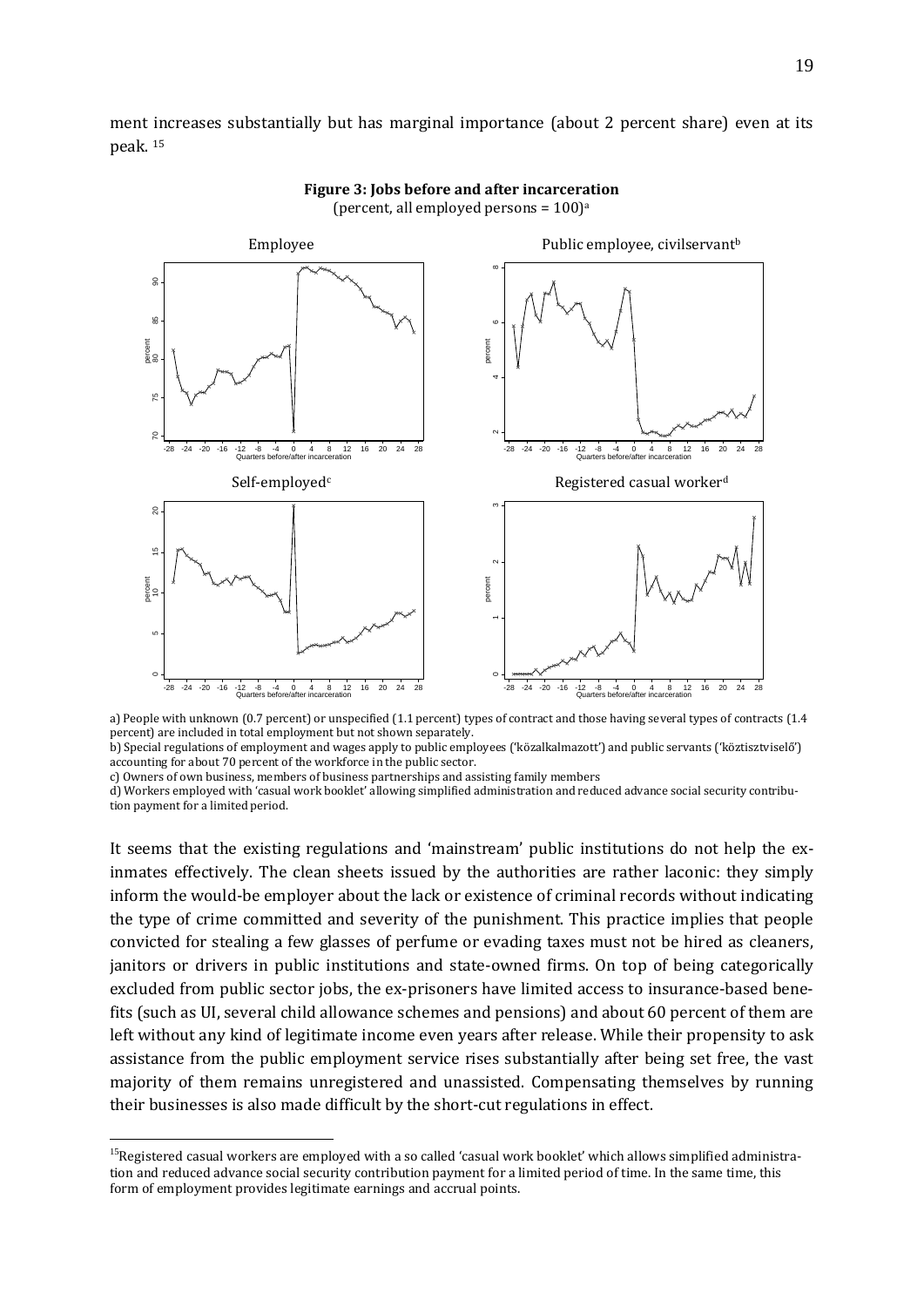ment increases substantially but has marginal importance (about 2 percent share) even at its peak. [15]

**Figure 3: Jobs before and after incarceration**
(percent, all employed persons = 100)[a]

a) People with unknown (0.7 percent) or unspecified (1.1 percent) types of contract and those having several types of contracts (1.4 percent) are included in total employment but not shown separately.
b) Special regulations of employment and wages apply to public employees ('közalkalmazott') and public servants ('köztisztviselő') accounting for about 70 percent of the workforce in the public sector.
c) Owners of own business, members of business partnerships and assisting family members
d) Workers employed with 'casual work booklet' allowing simplified administration and reduced advance social security contribution payment for a limited period.

It seems that the existing regulations and 'mainstream' public institutions do not help the ex-inmates effectively. The clean sheets issued by the authorities are rather laconic: they simply inform the would-be employer about the lack or existence of criminal records without indicating the type of crime committed and severity of the punishment. This practice implies that people convicted for stealing a few glasses of perfume or evading taxes must not be hired as cleaners, janitors or drivers in public institutions and state-owned firms. On top of being categorically excluded from public sector jobs, the ex-prisoners have limited access to insurance-based benefits (such as UI, several child allowance schemes and pensions) and about 60 percent of them are left without any kind of legitimate income even years after release. While their propensity to ask assistance from the public employment service rises substantially after being set free, the vast majority of them remains unregistered and unassisted. Compensating themselves by running their businesses is also made difficult by the short-cut regulations in effect.

[15] Registered casual workers are employed with a so called 'casual work booklet' which allows simplified administration and reduced advance social security contribution payment for a limited period of time. In the same time, this form of employment provides legitimate earnings and accrual points.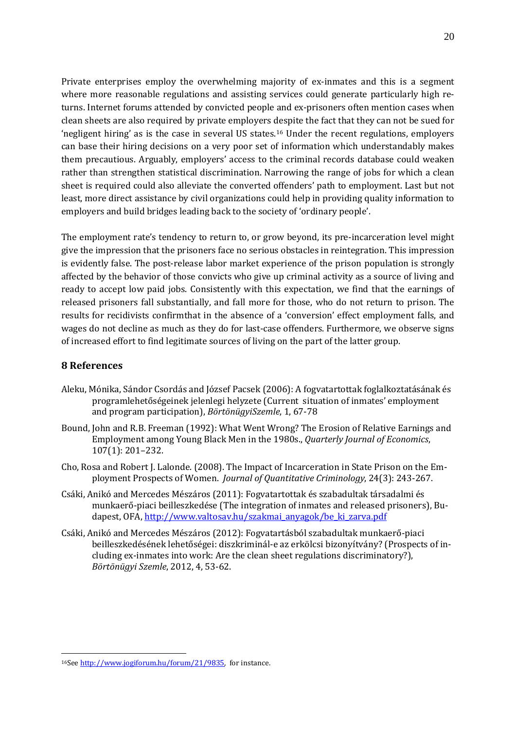Private enterprises employ the overwhelming majority of ex-inmates and this is a segment where more reasonable regulations and assisting services could generate particularly high returns. Internet forums attended by convicted people and ex-prisoners often mention cases when clean sheets are also required by private employers despite the fact that they can not be sued for 'negligent hiring' as is the case in several US states.[16] Under the recent regulations, employers can base their hiring decisions on a very poor set of information which understandably makes them precautious. Arguably, employers' access to the criminal records database could weaken rather than strengthen statistical discrimination. Narrowing the range of jobs for which a clean sheet is required could also alleviate the converted offenders' path to employment. Last but not least, more direct assistance by civil organizations could help in providing quality information to employers and build bridges leading back to the society of 'ordinary people'.

The employment rate's tendency to return to, or grow beyond, its pre-incarceration level might give the impression that the prisoners face no serious obstacles in reintegration. This impression is evidently false. The post-release labor market experience of the prison population is strongly affected by the behavior of those convicts who give up criminal activity as a source of living and ready to accept low paid jobs. Consistently with this expectation, we find that the earnings of released prisoners fall substantially, and fall more for those, who do not return to prison. The results for recidivists confirmthat in the absence of a 'conversion' effect employment falls, and wages do not decline as much as they do for last-case offenders. Furthermore, we observe signs of increased effort to find legitimate sources of living on the part of the latter group.

## 8 References

Aleku, Mónika, Sándor Csordás and József Pacsek (2006): A fogvatartottak foglalkoztatásának és programlehetőségeinek jelenlegi helyzete (Current situation of inmates' employment and program participation), *BörtönügyiSzemle*, 1, 67-78

Bound, John and R.B. Freeman (1992): What Went Wrong? The Erosion of Relative Earnings and Employment among Young Black Men in the 1980s., *Quarterly Journal of Economics*, 107(1): 201–232.

Cho, Rosa and Robert J. Lalonde. (2008). The Impact of Incarceration in State Prison on the Employment Prospects of Women. *Journal of Quantitative Criminology*, 24(3): 243-267.

Csáki, Anikó and Mercedes Mészáros (2011): Fogvatartottak és szabadultak társadalmi és munkaerő-piaci beilleszkedése (The integration of inmates and released prisoners), Budapest, OFA, http://www.valtosav.hu/szakmai_anyagok/be_ki_zarva.pdf

Csáki, Anikó and Mercedes Mészáros (2012): Fogvatartásból szabadultak munkaerő-piaci beilleszkedésének lehetőségei: diszkriminál-e az erkölcsi bizonyítvány? (Prospects of including ex-inmates into work: Are the clean sheet regulations discriminatory?), *Börtönügyi Szemle*, 2012, 4, 53-62.

[16] See http://www.jogiforum.hu/forum/21/9835, for instance.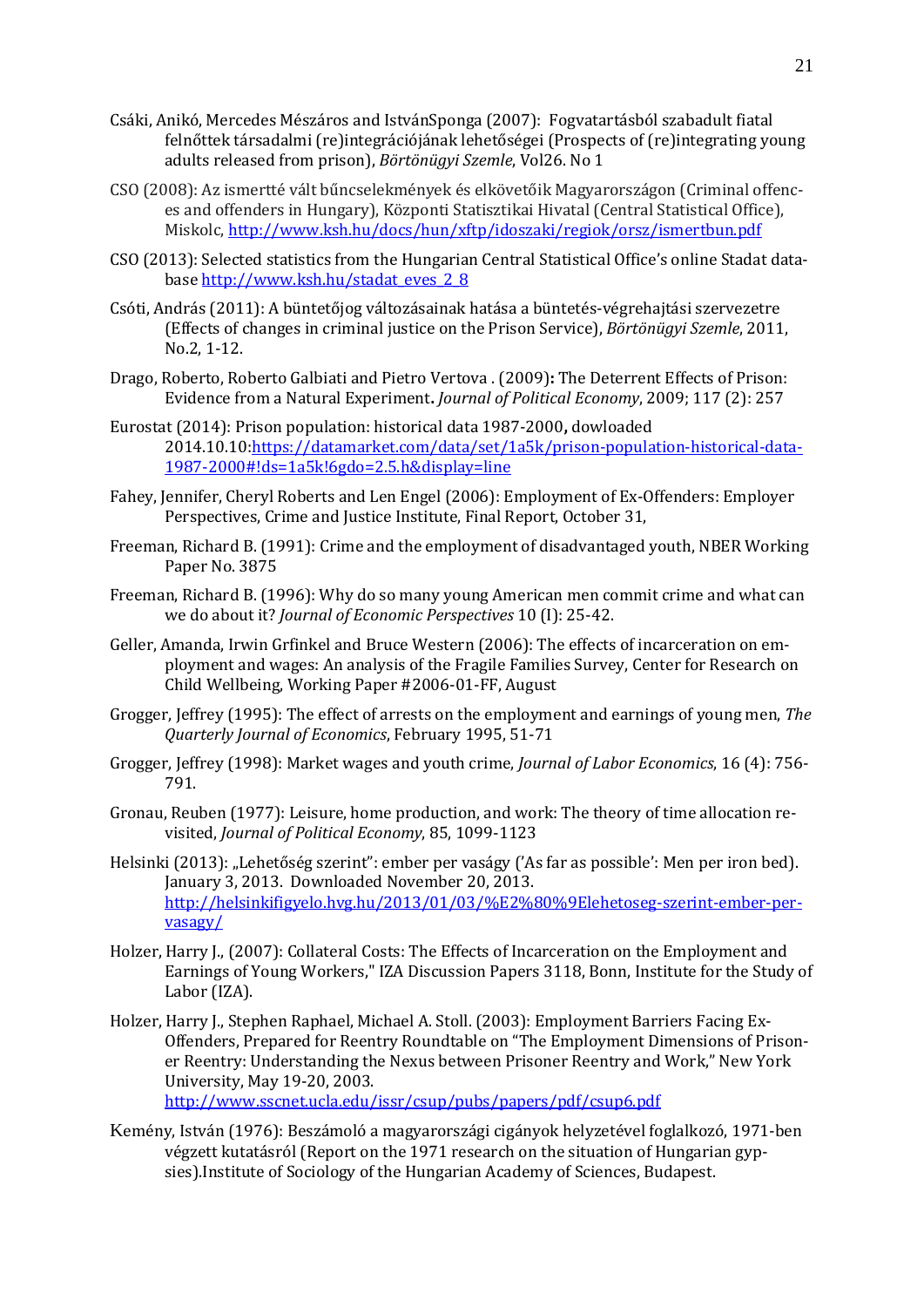Csáki, Anikó, Mercedes Mészáros and IstvánSponga (2007): Fogvatartásból szabadult fiatal felnőttek társadalmi (re)integrációjának lehetőségei (Prospects of (re)integrating young adults released from prison), *Börtönügyi Szemle*, Vol26. No 1

CSO (2008): Az ismertté vált bűncselekmények és elkövetőik Magyarországon (Criminal offences and offenders in Hungary), Központi Statisztikai Hivatal (Central Statistical Office), Miskolc, http://www.ksh.hu/docs/hun/xftp/idoszaki/regiok/orsz/ismertbun.pdf

CSO (2013): Selected statistics from the Hungarian Central Statistical Office's online Stadat database http://www.ksh.hu/stadat_eves_2_8

Csóti, András (2011): A büntetőjog változásainak hatása a büntetés-végrehajtási szervezetre (Effects of changes in criminal justice on the Prison Service), *Börtönügyi Szemle*, 2011, No.2, 1-12.

Drago, Roberto, Roberto Galbiati and Pietro Vertova . (2009)**:** The Deterrent Effects of Prison: Evidence from a Natural Experiment**.** *Journal of Political Economy*, 2009; 117 (2): 257

Eurostat (2014): Prison population: historical data 1987-2000**,** dowloaded 2014.10.10:https://datamarket.com/data/set/1a5k/prison-population-historical-data-1987-2000#!ds=1a5k!6gdo=2.5.h&display=line

Fahey, Jennifer, Cheryl Roberts and Len Engel (2006): Employment of Ex-Offenders: Employer Perspectives, Crime and Justice Institute, Final Report, October 31,

Freeman, Richard B. (1991): Crime and the employment of disadvantaged youth, NBER Working Paper No. 3875

Freeman, Richard B. (1996): Why do so many young American men commit crime and what can we do about it? *Journal of Economic Perspectives* 10 (I): 25-42.

Geller, Amanda, Irwin Grfinkel and Bruce Western (2006): The effects of incarceration on employment and wages: An analysis of the Fragile Families Survey, Center for Research on Child Wellbeing, Working Paper #2006-01-FF, August

Grogger, Jeffrey (1995): The effect of arrests on the employment and earnings of young men, *The Quarterly Journal of Economics*, February 1995, 51-71

Grogger, Jeffrey (1998): Market wages and youth crime, *Journal of Labor Economics*, 16 (4): 756-791.

Gronau, Reuben (1977): Leisure, home production, and work: The theory of time allocation revisited, *Journal of Political Economy*, 85, 1099-1123

Helsinki (2013): „Lehetőség szerint": ember per vaságy ('As far as possible': Men per iron bed). January 3, 2013. Downloaded November 20, 2013. http://helsinkifigyelo.hvg.hu/2013/01/03/%E2%80%9Elehetoseg-szerint-ember-per-vasagy/

Holzer, Harry J., (2007): Collateral Costs: The Effects of Incarceration on the Employment and Earnings of Young Workers," IZA Discussion Papers 3118, Bonn, Institute for the Study of Labor (IZA).

Holzer, Harry J., Stephen Raphael, Michael A. Stoll. (2003): Employment Barriers Facing Ex-Offenders, Prepared for Reentry Roundtable on "The Employment Dimensions of Prisoner Reentry: Understanding the Nexus between Prisoner Reentry and Work," New York University, May 19-20, 2003. http://www.sscnet.ucla.edu/issr/csup/pubs/papers/pdf/csup6.pdf

Kemény, István (1976): Beszámoló a magyarországi cigányok helyzetével foglalkozó, 1971-ben végzett kutatásról (Report on the 1971 research on the situation of Hungarian gypsies).Institute of Sociology of the Hungarian Academy of Sciences, Budapest.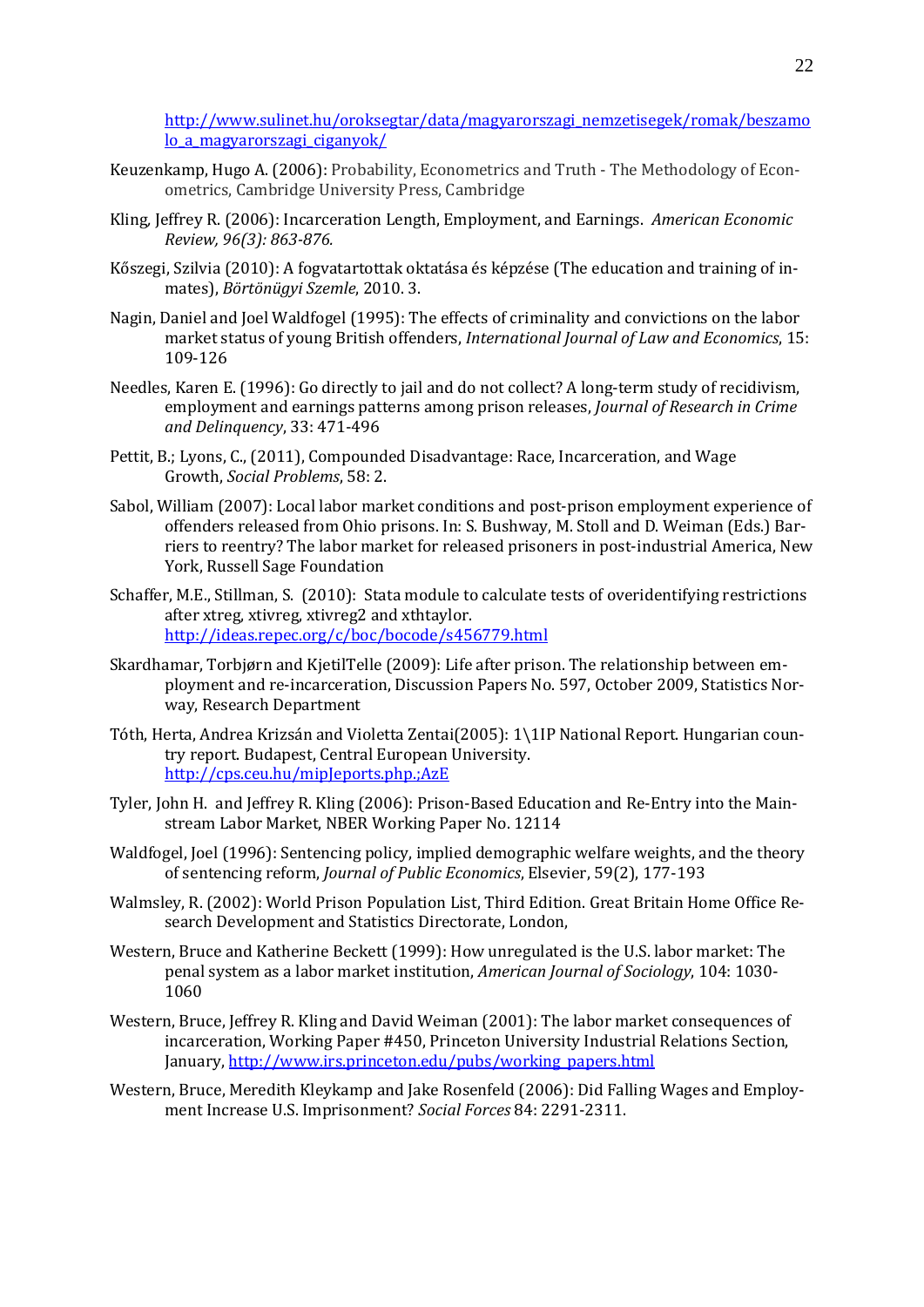http://www.sulinet.hu/oroksegtar/data/magyarorszagi_nemzetisegek/romak/beszamolo_a_magyarorszagi_ciganyok/

Keuzenkamp, Hugo A. (2006): Probability, Econometrics and Truth - The Methodology of Econometrics, Cambridge University Press, Cambridge

Kling, Jeffrey R. (2006): Incarceration Length, Employment, and Earnings. *American Economic Review, 96(3): 863-876.*

Kőszegi, Szilvia (2010): A fogvatartottak oktatása és képzése (The education and training of inmates), *Börtönügyi Szemle*, 2010. 3.

Nagin, Daniel and Joel Waldfogel (1995): The effects of criminality and convictions on the labor market status of young British offenders, *International Journal of Law and Economics*, 15: 109-126

Needles, Karen E. (1996): Go directly to jail and do not collect? A long-term study of recidivism, employment and earnings patterns among prison releases, *Journal of Research in Crime and Delinquency*, 33: 471-496

Pettit, B.; Lyons, C., (2011), Compounded Disadvantage: Race, Incarceration, and Wage Growth, *Social Problems*, 58: 2.

Sabol, William (2007): Local labor market conditions and post-prison employment experience of offenders released from Ohio prisons. In: S. Bushway, M. Stoll and D. Weiman (Eds.) Barriers to reentry? The labor market for released prisoners in post-industrial America, New York, Russell Sage Foundation

Schaffer, M.E., Stillman, S. (2010): Stata module to calculate tests of overidentifying restrictions after xtreg, xtivreg, xtivreg2 and xthtaylor. http://ideas.repec.org/c/boc/bocode/s456779.html

Skardhamar, Torbjørn and KjetilTelle (2009): Life after prison. The relationship between employment and re-incarceration, Discussion Papers No. 597, October 2009, Statistics Norway, Research Department

Tóth, Herta, Andrea Krizsán and Violetta Zentai(2005): 1\1IP National Report. Hungarian country report. Budapest, Central European University. http://cps.ceu.hu/mipJeports.php.;AzE

Tyler, John H. and Jeffrey R. Kling (2006): Prison-Based Education and Re-Entry into the Mainstream Labor Market, NBER Working Paper No. 12114

Waldfogel, Joel (1996): Sentencing policy, implied demographic welfare weights, and the theory of sentencing reform, *Journal of Public Economics*, Elsevier, 59(2), 177-193

Walmsley, R. (2002): World Prison Population List, Third Edition. Great Britain Home Office Research Development and Statistics Directorate, London,

Western, Bruce and Katherine Beckett (1999): How unregulated is the U.S. labor market: The penal system as a labor market institution, *American Journal of Sociology*, 104: 1030-1060

Western, Bruce, Jeffrey R. Kling and David Weiman (2001): The labor market consequences of incarceration, Working Paper #450, Princeton University Industrial Relations Section, January, http://www.irs.princeton.edu/pubs/working_papers.html

Western, Bruce, Meredith Kleykamp and Jake Rosenfeld (2006): Did Falling Wages and Employment Increase U.S. Imprisonment? *Social Forces* 84: 2291-2311.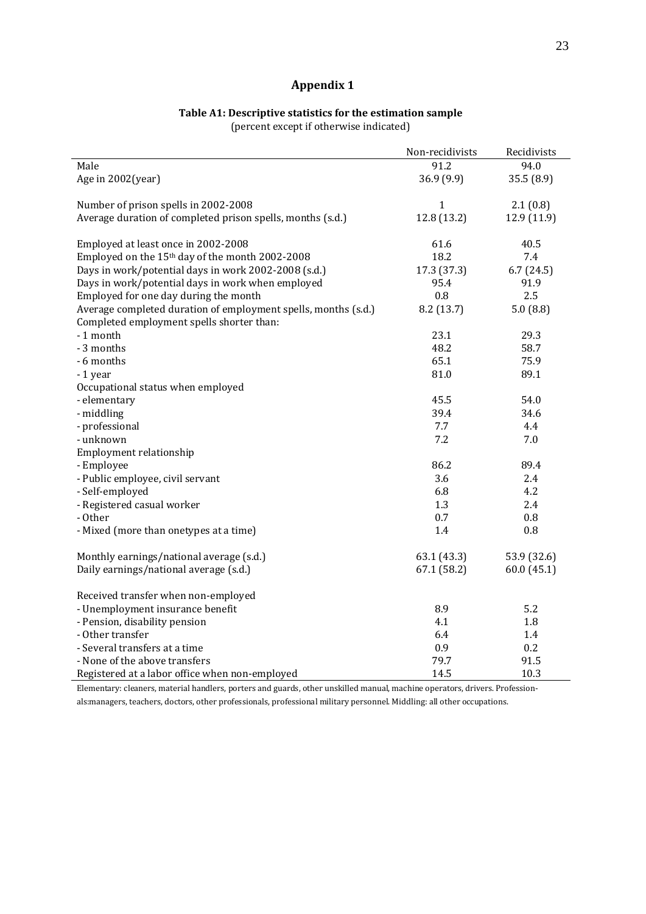# Appendix 1

**Table A1: Descriptive statistics for the estimation sample**
(percent except if otherwise indicated)

| | Non-recidivists | Recidivists |
|---|---|---|
| Male | 91.2 | 94.0 |
| Age in 2002(year) | 36.9 (9.9) | 35.5 (8.9) |
| | | |
| Number of prison spells in 2002-2008 | 1 | 2.1 (0.8) |
| Average duration of completed prison spells, months (s.d.) | 12.8 (13.2) | 12.9 (11.9) |
| | | |
| Employed at least once in 2002-2008 | 61.6 | 40.5 |
| Employed on the 15th day of the month 2002-2008 | 18.2 | 7.4 |
| Days in work/potential days in work 2002-2008 (s.d.) | 17.3 (37.3) | 6.7 (24.5) |
| Days in work/potential days in work when employed | 95.4 | 91.9 |
| Employed for one day during the month | 0.8 | 2.5 |
| Average completed duration of employment spells, months (s.d.) | 8.2 (13.7) | 5.0 (8.8) |
| Completed employment spells shorter than: | | |
| - 1 month | 23.1 | 29.3 |
| - 3 months | 48.2 | 58.7 |
| - 6 months | 65.1 | 75.9 |
| - 1 year | 81.0 | 89.1 |
| Occupational status when employed | | |
| - elementary | 45.5 | 54.0 |
| - middling | 39.4 | 34.6 |
| - professional | 7.7 | 4.4 |
| - unknown | 7.2 | 7.0 |
| Employment relationship | | |
| - Employee | 86.2 | 89.4 |
| - Public employee, civil servant | 3.6 | 2.4 |
| - Self-employed | 6.8 | 4.2 |
| - Registered casual worker | 1.3 | 2.4 |
| - Other | 0.7 | 0.8 |
| - Mixed (more than onetypes at a time) | 1.4 | 0.8 |
| | | |
| Monthly earnings/national average (s.d.) | 63.1 (43.3) | 53.9 (32.6) |
| Daily earnings/national average (s.d.) | 67.1 (58.2) | 60.0 (45.1) |
| | | |
| Received transfer when non-employed | | |
| - Unemployment insurance benefit | 8.9 | 5.2 |
| - Pension, disability pension | 4.1 | 1.8 |
| - Other transfer | 6.4 | 1.4 |
| - Several transfers at a time | 0.9 | 0.2 |
| - None of the above transfers | 79.7 | 91.5 |
| Registered at a labor office when non-employed | 14.5 | 10.3 |

Elementary: cleaners, material handlers, porters and guards, other unskilled manual, machine operators, drivers. Professionals:managers, teachers, doctors, other professionals, professional military personnel. Middling: all other occupations.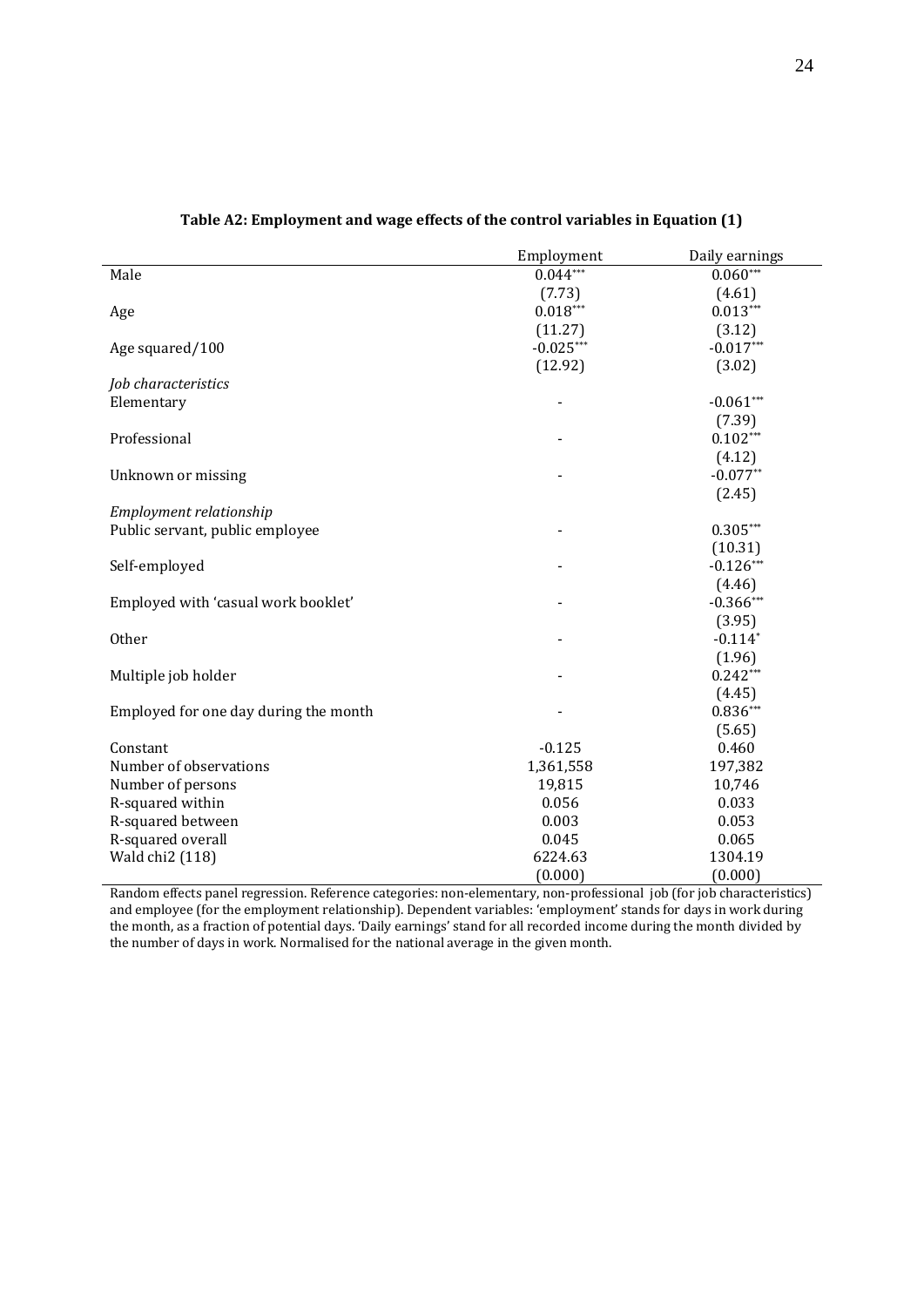**Table A2: Employment and wage effects of the control variables in Equation (1)**

| | Employment | Daily earnings |
|---|---|---|
| Male | 0.044*** | 0.060*** |
| | (7.73) | (4.61) |
| Age | 0.018*** | 0.013*** |
| | (11.27) | (3.12) |
| Age squared/100 | -0.025*** | -0.017*** |
| | (12.92) | (3.02) |
| *Job characteristics* | | |
| Elementary | - | -0.061*** |
| | | (7.39) |
| Professional | - | 0.102*** |
| | | (4.12) |
| Unknown or missing | - | -0.077** |
| | | (2.45) |
| *Employment relationship* | | |
| Public servant, public employee | - | 0.305*** |
| | | (10.31) |
| Self-employed | - | -0.126*** |
| | | (4.46) |
| Employed with 'casual work booklet' | - | -0.366*** |
| | | (3.95) |
| Other | - | -0.114* |
| | | (1.96) |
| Multiple job holder | - | 0.242*** |
| | | (4.45) |
| Employed for one day during the month | - | 0.836*** |
| | | (5.65) |
| Constant | -0.125 | 0.460 |
| Number of observations | 1,361,558 | 197,382 |
| Number of persons | 19,815 | 10,746 |
| R-squared within | 0.056 | 0.033 |
| R-squared between | 0.003 | 0.053 |
| R-squared overall | 0.045 | 0.065 |
| Wald chi2 (118) | 6224.63 | 1304.19 |
| | (0.000) | (0.000) |

Random effects panel regression. Reference categories: non-elementary, non-professional job (for job characteristics) and employee (for the employment relationship). Dependent variables: 'employment' stands for days in work during the month, as a fraction of potential days. 'Daily earnings' stand for all recorded income during the month divided by the number of days in work. Normalised for the national average in the given month.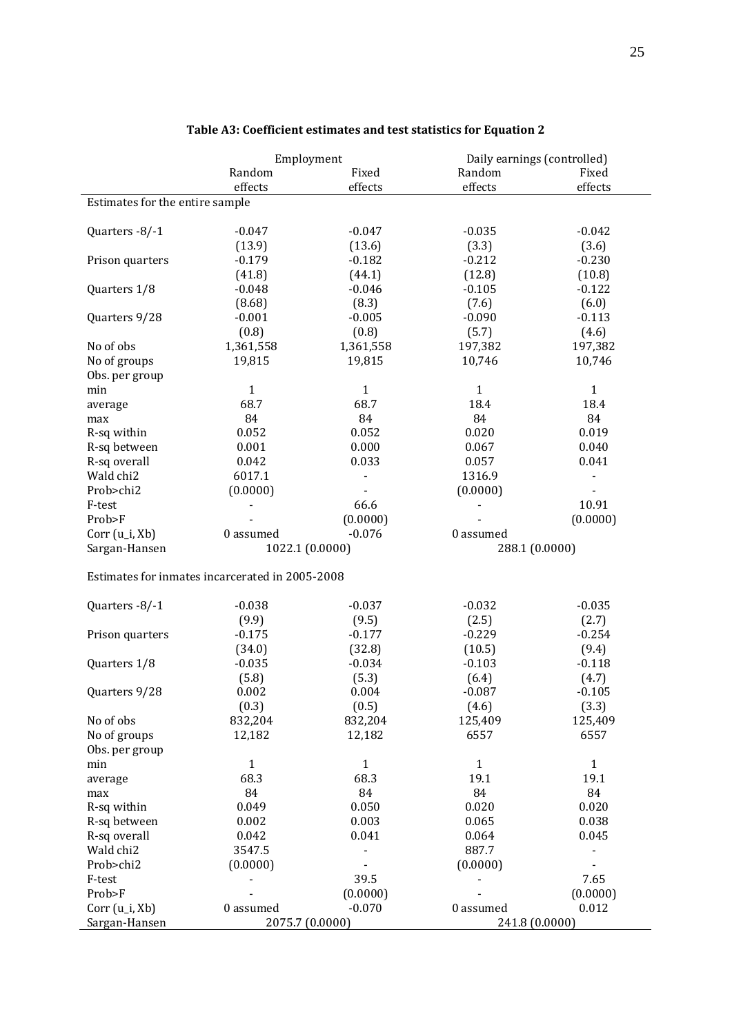**Table A3: Coefficient estimates and test statistics for Equation 2**

| | Employment | | Daily earnings (controlled) | |
|---|---|---|---|---|
| | Random effects | Fixed effects | Random effects | Fixed effects |
| **Estimates for the entire sample** | | | | |
| Quarters -8/-1 | -0.047 | -0.047 | -0.035 | -0.042 |
| | (13.9) | (13.6) | (3.3) | (3.6) |
| Prison quarters | -0.179 | -0.182 | -0.212 | -0.230 |
| | (41.8) | (44.1) | (12.8) | (10.8) |
| Quarters 1/8 | -0.048 | -0.046 | -0.105 | -0.122 |
| | (8.68) | (8.3) | (7.6) | (6.0) |
| Quarters 9/28 | -0.001 | -0.005 | -0.090 | -0.113 |
| | (0.8) | (0.8) | (5.7) | (4.6) |
| No of obs | 1,361,558 | 1,361,558 | 197,382 | 197,382 |
| No of groups | 19,815 | 19,815 | 10,746 | 10,746 |
| Obs. per group | | | | |
| min | 1 | 1 | 1 | 1 |
| average | 68.7 | 68.7 | 18.4 | 18.4 |
| max | 84 | 84 | 84 | 84 |
| R-sq within | 0.052 | 0.052 | 0.020 | 0.019 |
| R-sq between | 0.001 | 0.000 | 0.067 | 0.040 |
| R-sq overall | 0.042 | 0.033 | 0.057 | 0.041 |
| Wald chi2 | 6017.1 | - | 1316.9 | - |
| Prob>chi2 | (0.0000) | - | (0.0000) | - |
| F-test | - | 66.6 | - | 10.91 |
| Prob>F | - | (0.0000) | - | (0.0000) |
| Corr (u_i, Xb) | 0 assumed | -0.076 | 0 assumed | |
| Sargan-Hansen | 1022.1 (0.0000) | | 288.1 (0.0000) | |
| **Estimates for inmates incarcerated in 2005-2008** | | | | |
| Quarters -8/-1 | -0.038 | -0.037 | -0.032 | -0.035 |
| | (9.9) | (9.5) | (2.5) | (2.7) |
| Prison quarters | -0.175 | -0.177 | -0.229 | -0.254 |
| | (34.0) | (32.8) | (10.5) | (9.4) |
| Quarters 1/8 | -0.035 | -0.034 | -0.103 | -0.118 |
| | (5.8) | (5.3) | (6.4) | (4.7) |
| Quarters 9/28 | 0.002 | 0.004 | -0.087 | -0.105 |
| | (0.3) | (0.5) | (4.6) | (3.3) |
| No of obs | 832,204 | 832,204 | 125,409 | 125,409 |
| No of groups | 12,182 | 12,182 | 6557 | 6557 |
| Obs. per group | | | | |
| min | 1 | 1 | 1 | 1 |
| average | 68.3 | 68.3 | 19.1 | 19.1 |
| max | 84 | 84 | 84 | 84 |
| R-sq within | 0.049 | 0.050 | 0.020 | 0.020 |
| R-sq between | 0.002 | 0.003 | 0.065 | 0.038 |
| R-sq overall | 0.042 | 0.041 | 0.064 | 0.045 |
| Wald chi2 | 3547.5 | - | 887.7 | - |
| Prob>chi2 | (0.0000) | - | (0.0000) | - |
| F-test | - | 39.5 | - | 7.65 |
| Prob>F | - | (0.0000) | - | (0.0000) |
| Corr (u_i, Xb) | 0 assumed | -0.070 | 0 assumed | 0.012 |
| Sargan-Hansen | 2075.7 (0.0000) | | 241.8 (0.0000) | |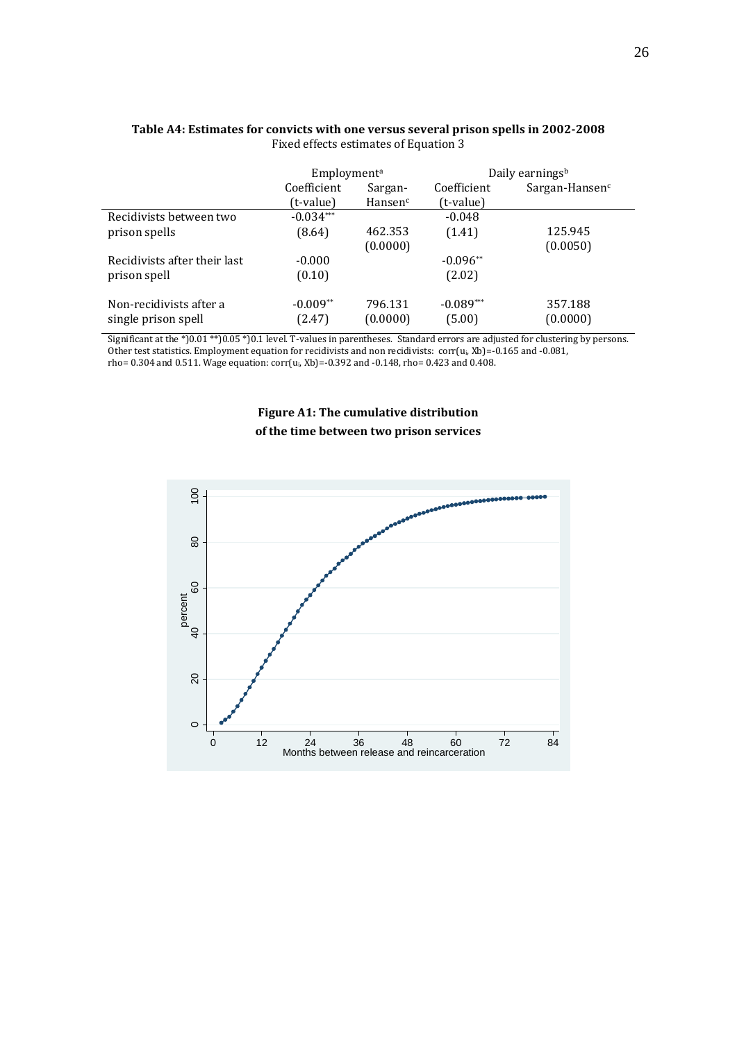**Table A4: Estimates for convicts with one versus several prison spells in 2002-2008**
Fixed effects estimates of Equation 3

| | Employment[a] | | Daily earnings[b] | |
|---|---|---|---|---|
| | Coefficient (t-value) | Sargan-Hansen[c] | Coefficient (t-value) | Sargan-Hansen[c] |
| Recidivists between two prison spells | -0.034*** (8.64) | 462.353 (0.0000) | -0.048 (1.41) | 125.945 (0.0050) |
| Recidivists after their last prison spell | -0.000 (0.10) | | -0.096** (2.02) | |
| Non-recidivists after a single prison spell | -0.009** (2.47) | 796.131 (0.0000) | -0.089*** (5.00) | 357.188 (0.0000) |

Significant at the *)0.01 **)0.05 *)0.1 level. T-values in parentheses. Standard errors are adjusted for clustering by persons. Other test statistics. Employment equation for recidivists and non recidivists: corr($u_i$, Xb)=-0.165 and -0.081, rho= 0.304 and 0.511. Wage equation: corr($u_i$, Xb)=-0.392 and -0.148, rho= 0.423 and 0.408.

**Figure A1: The cumulative distribution of the time between two prison services**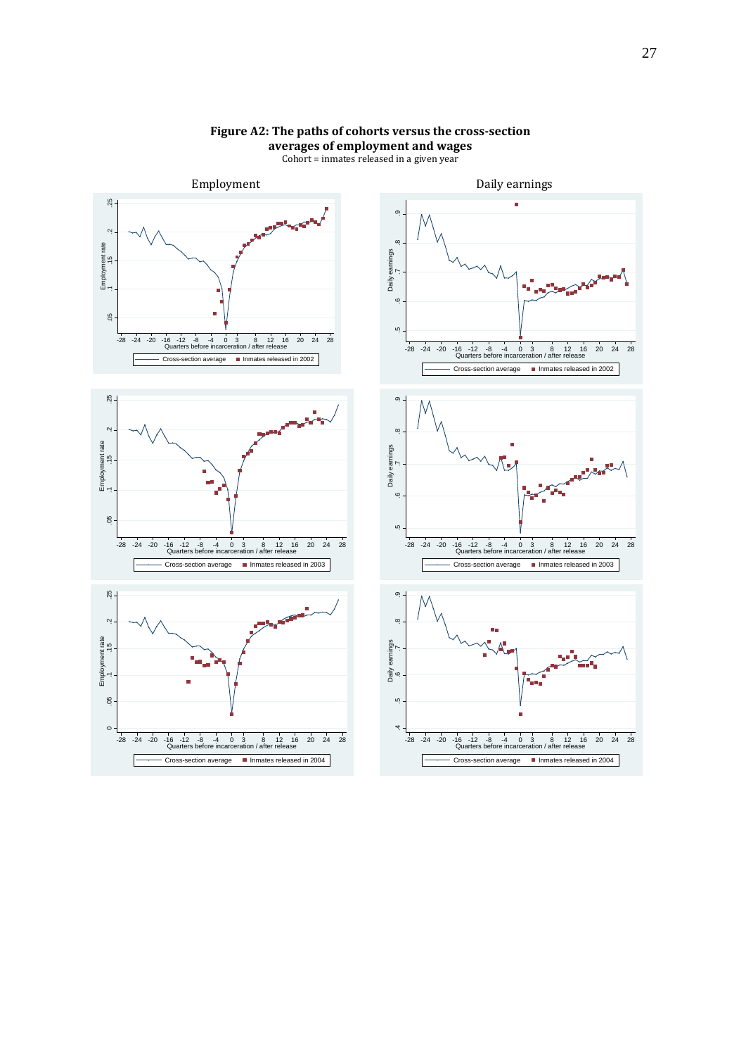**Figure A2: The paths of cohorts versus the cross-section averages of employment and wages**

Cohort = inmates released in a given year

Employment

Daily earnings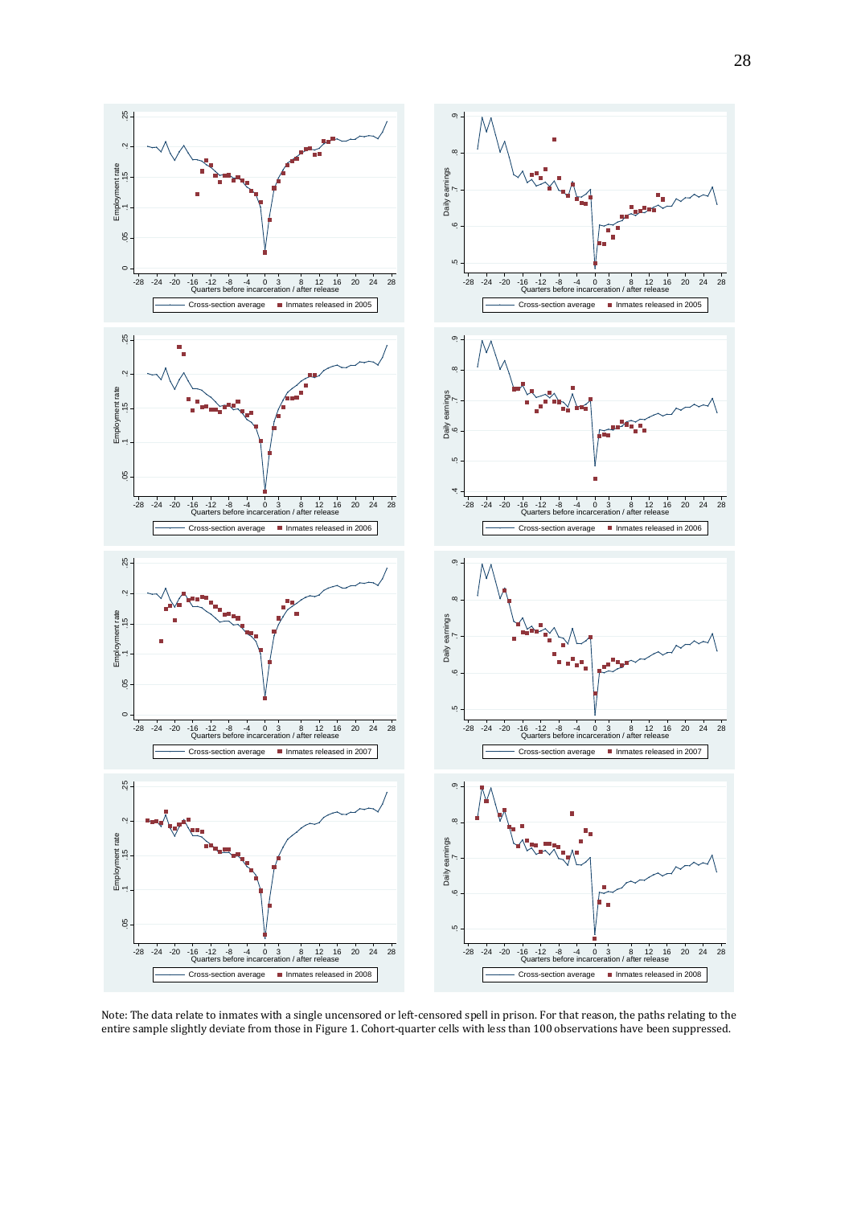Note: The data relate to inmates with a single uncensored or left-censored spell in prison. For that reason, the paths relating to the entire sample slightly deviate from those in Figure 1. Cohort-quarter cells with less than 100 observations have been suppressed.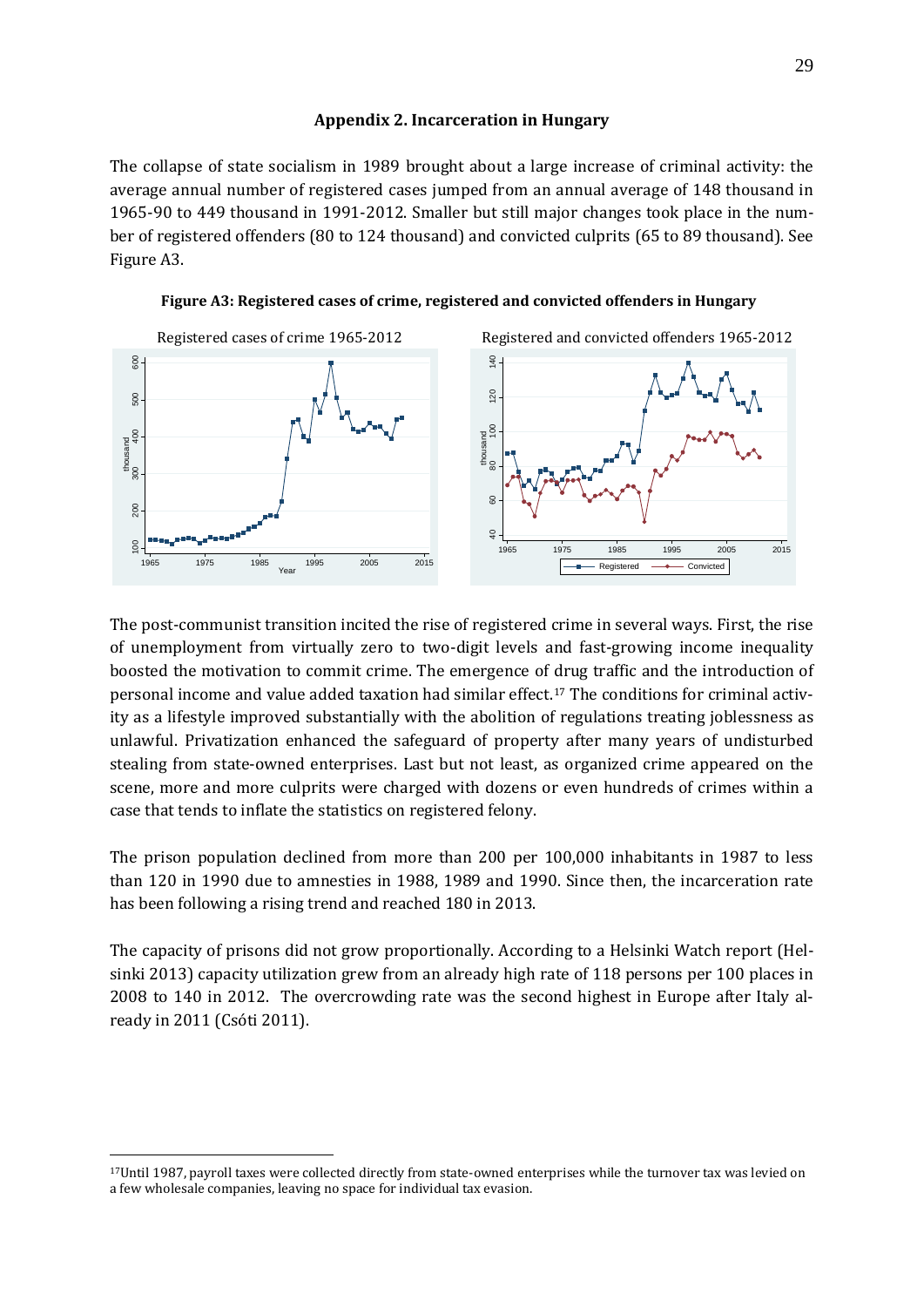## Appendix 2. Incarceration in Hungary

The collapse of state socialism in 1989 brought about a large increase of criminal activity: the average annual number of registered cases jumped from an annual average of 148 thousand in 1965-90 to 449 thousand in 1991-2012. Smaller but still major changes took place in the number of registered offenders (80 to 124 thousand) and convicted culprits (65 to 89 thousand). See Figure A3.

**Figure A3: Registered cases of crime, registered and convicted offenders in Hungary**

The post-communist transition incited the rise of registered crime in several ways. First, the rise of unemployment from virtually zero to two-digit levels and fast-growing income inequality boosted the motivation to commit crime. The emergence of drug traffic and the introduction of personal income and value added taxation had similar effect.[17] The conditions for criminal activity as a lifestyle improved substantially with the abolition of regulations treating joblessness as unlawful. Privatization enhanced the safeguard of property after many years of undisturbed stealing from state-owned enterprises. Last but not least, as organized crime appeared on the scene, more and more culprits were charged with dozens or even hundreds of crimes within a case that tends to inflate the statistics on registered felony.

The prison population declined from more than 200 per 100,000 inhabitants in 1987 to less than 120 in 1990 due to amnesties in 1988, 1989 and 1990. Since then, the incarceration rate has been following a rising trend and reached 180 in 2013.

The capacity of prisons did not grow proportionally. According to a Helsinki Watch report (Helsinki 2013) capacity utilization grew from an already high rate of 118 persons per 100 places in 2008 to 140 in 2012. The overcrowding rate was the second highest in Europe after Italy already in 2011 (Csóti 2011).

[17] Until 1987, payroll taxes were collected directly from state-owned enterprises while the turnover tax was levied on a few wholesale companies, leaving no space for individual tax evasion.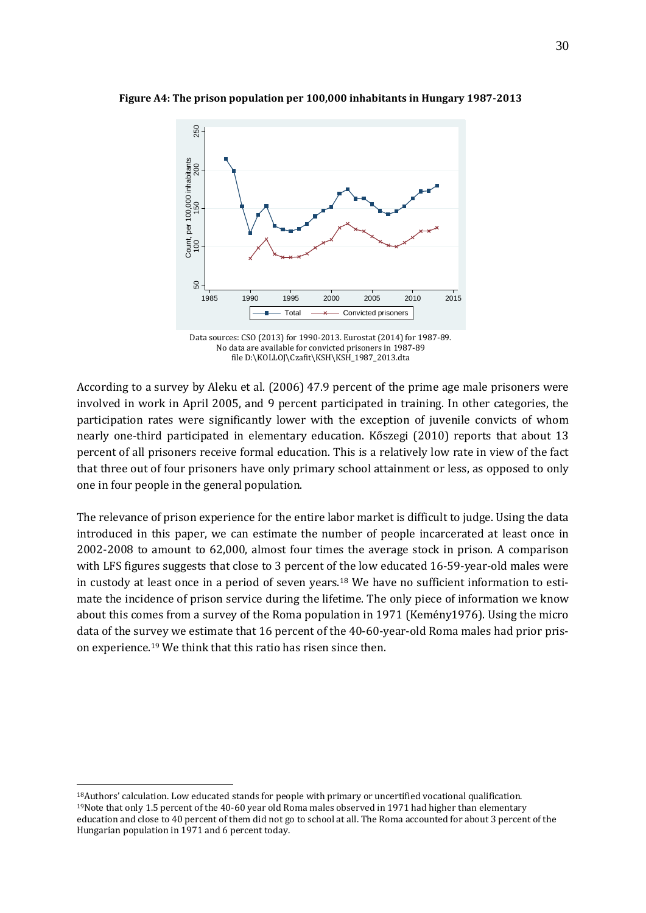**Figure A4: The prison population per 100,000 inhabitants in Hungary 1987-2013**

Count, per 100,000 inhabitants

50
100
150
200
250

1985 1990 1995 2000 2005 2010 2015

Total
Convicted prisoners

Data sources: CSO (2013) for 1990-2013. Eurostat (2014) for 1987-89.
No data are available for convicted prisoners in 1987-89
file D:\KOLLOJ\Czafit\KSH\KSH_1987_2013.dta

According to a survey by Aleku et al. (2006) 47.9 percent of the prime age male prisoners were involved in work in April 2005, and 9 percent participated in training. In other categories, the participation rates were significantly lower with the exception of juvenile convicts of whom nearly one-third participated in elementary education. Kőszegi (2010) reports that about 13 percent of all prisoners receive formal education. This is a relatively low rate in view of the fact that three out of four prisoners have only primary school attainment or less, as opposed to only one in four people in the general population.

The relevance of prison experience for the entire labor market is difficult to judge. Using the data introduced in this paper, we can estimate the number of people incarcerated at least once in 2002-2008 to amount to 62,000, almost four times the average stock in prison. A comparison with LFS figures suggests that close to 3 percent of the low educated 16-59-year-old males were in custody at least once in a period of seven years.[18] We have no sufficient information to estimate the incidence of prison service during the lifetime. The only piece of information we know about this comes from a survey of the Roma population in 1971 (Kemény1976). Using the micro data of the survey we estimate that 16 percent of the 40-60-year-old Roma males had prior prison experience.[19] We think that this ratio has risen since then.

---

[18] Authors' calculation. Low educated stands for people with primary or uncertified vocational qualification.

[19] Note that only 1.5 percent of the 40-60 year old Roma males observed in 1971 had higher than elementary education and close to 40 percent of them did not go to school at all. The Roma accounted for about 3 percent of the Hungarian population in 1971 and 6 percent today.